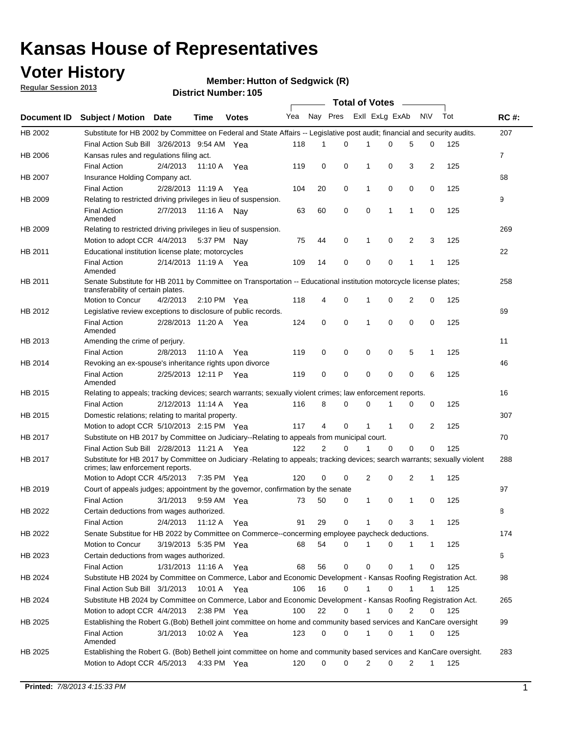# Kansas House of Representatives

## Voter History

**Regular Session 2013**

**Member: Hutton of Sedgwick (R)**

**District Number: 105**

| Document ID | Subject / Motion | Date | Time | Votes | Yea | Nay | Pres | ExII | ExLg | ExAb | N\V | Tot | RC #: |
|---|---|---|---|---|---|---|---|---|---|---|---|---|---|
| HB 2002 | Substitute for HB 2002 by Committee on Federal and State Affairs -- Legislative post audit; financial and security audits. | | | | | | | | | | | | 207 |
| | Final Action Sub Bill | 3/26/2013 | 9:54 AM | Yea | 118 | 1 | 0 | 1 | 0 | 5 | 0 | 125 | |
| HB 2006 | Kansas rules and regulations filing act. | | | | | | | | | | | | 7 |
| | Final Action | 2/4/2013 | 11:10 A | Yea | 119 | 0 | 0 | 1 | 0 | 3 | 2 | 125 | |
| HB 2007 | Insurance Holding Company act. | | | | | | | | | | | | 68 |
| | Final Action | 2/28/2013 | 11:19 A | Yea | 104 | 20 | 0 | 1 | 0 | 0 | 0 | 125 | |
| HB 2009 | Relating to restricted driving privileges in lieu of suspension. | | | | | | | | | | | | 9 |
| | Final Action Amended | 2/7/2013 | 11:16 A | Nay | 63 | 60 | 0 | 0 | 1 | 1 | 0 | 125 | |
| HB 2009 | Relating to restricted driving privileges in lieu of suspension. | | | | | | | | | | | | 269 |
| | Motion to adopt CCR | 4/4/2013 | 5:37 PM | Nay | 75 | 44 | 0 | 1 | 0 | 2 | 3 | 125 | |
| HB 2011 | Educational institution license plate; motorcycles | | | | | | | | | | | | 22 |
| | Final Action Amended | 2/14/2013 | 11:19 A | Yea | 109 | 14 | 0 | 0 | 0 | 1 | 1 | 125 | |
| HB 2011 | Senate Substitute for HB 2011 by Committee on Transportation -- Educational institution motorcycle license plates; transferability of certain plates. | | | | | | | | | | | | 258 |
| | Motion to Concur | 4/2/2013 | 2:10 PM | Yea | 118 | 4 | 0 | 1 | 0 | 2 | 0 | 125 | |
| HB 2012 | Legislative review exceptions to disclosure of public records. | | | | | | | | | | | | 69 |
| | Final Action Amended | 2/28/2013 | 11:20 A | Yea | 124 | 0 | 0 | 1 | 0 | 0 | 0 | 125 | |
| HB 2013 | Amending the crime of perjury. | | | | | | | | | | | | 11 |
| | Final Action | 2/8/2013 | 11:10 A | Yea | 119 | 0 | 0 | 0 | 0 | 5 | 1 | 125 | |
| HB 2014 | Revoking an ex-spouse's inheritance rights upon divorce | | | | | | | | | | | | 46 |
| | Final Action Amended | 2/25/2013 | 12:11 P | Yea | 119 | 0 | 0 | 0 | 0 | 0 | 6 | 125 | |
| HB 2015 | Relating to appeals; tracking devices; search warrants; sexually violent crimes; law enforcement reports. | | | | | | | | | | | | 16 |
| | Final Action | 2/12/2013 | 11:14 A | Yea | 116 | 8 | 0 | 0 | 1 | 0 | 0 | 125 | |
| HB 2015 | Domestic relations; relating to marital property. | | | | | | | | | | | | 307 |
| | Motion to adopt CCR | 5/10/2013 | 2:15 PM | Yea | 117 | 4 | 0 | 1 | 1 | 0 | 2 | 125 | |
| HB 2017 | Substitute on HB 2017 by Committee on Judiciary--Relating to appeals from municipal court. | | | | | | | | | | | | 70 |
| | Final Action Sub Bill | 2/28/2013 | 11:21 A | Yea | 122 | 2 | 0 | 1 | 0 | 0 | 0 | 125 | |
| HB 2017 | Substitute for HB 2017 by Committee on Judiciary -Relating to appeals; tracking devices; search warrants; sexually violent crimes; law enforcement reports. | | | | | | | | | | | | 288 |
| | Motion to Adopt CCR | 4/5/2013 | 7:35 PM | Yea | 120 | 0 | 0 | 2 | 0 | 2 | 1 | 125 | |
| HB 2019 | Court of appeals judges; appointment by the governor, confirmation by the senate | | | | | | | | | | | | 97 |
| | Final Action | 3/1/2013 | 9:59 AM | Yea | 73 | 50 | 0 | 1 | 0 | 1 | 0 | 125 | |
| HB 2022 | Certain deductions from wages authorized. | | | | | | | | | | | | 8 |
| | Final Action | 2/4/2013 | 11:12 A | Yea | 91 | 29 | 0 | 1 | 0 | 3 | 1 | 125 | |
| HB 2022 | Senate Substitue for HB 2022 by Committee on Commerce--concerning employee paycheck deductions. | | | | | | | | | | | | 174 |
| | Motion to Concur | 3/19/2013 | 5:35 PM | Yea | 68 | 54 | 0 | 1 | 0 | 1 | 1 | 125 | |
| HB 2023 | Certain deductions from wages authorized. | | | | | | | | | | | | 6 |
| | Final Action | 1/31/2013 | 11:16 A | Yea | 68 | 56 | 0 | 0 | 0 | 1 | 0 | 125 | |
| HB 2024 | Substitute HB 2024 by Committee on Commerce, Labor and Economic Development - Kansas Roofing Registration Act. | | | | | | | | | | | | 98 |
| | Final Action Sub Bill | 3/1/2013 | 10:01 A | Yea | 106 | 16 | 0 | 1 | 0 | 1 | 1 | 125 | |
| HB 2024 | Substitute HB 2024 by Committee on Commerce, Labor and Economic Development - Kansas Roofing Registration Act. | | | | | | | | | | | | 265 |
| | Motion to adopt CCR | 4/4/2013 | 2:38 PM | Yea | 100 | 22 | 0 | 1 | 0 | 2 | 0 | 125 | |
| HB 2025 | Establishing the Robert G.(Bob) Bethell joint committee on home and community based services and KanCare oversight | | | | | | | | | | | | 99 |
| | Final Action Amended | 3/1/2013 | 10:02 A | Yea | 123 | 0 | 0 | 1 | 0 | 1 | 0 | 125 | |
| HB 2025 | Establishing the Robert G. (Bob) Bethell joint committee on home and community based services and KanCare oversight. | | | | | | | | | | | | 283 |
| | Motion to Adopt CCR | 4/5/2013 | 4:33 PM | Yea | 120 | 0 | 0 | 2 | 0 | 2 | 1 | 125 | |

**Printed:** *7/8/2013 4:15:33 PM*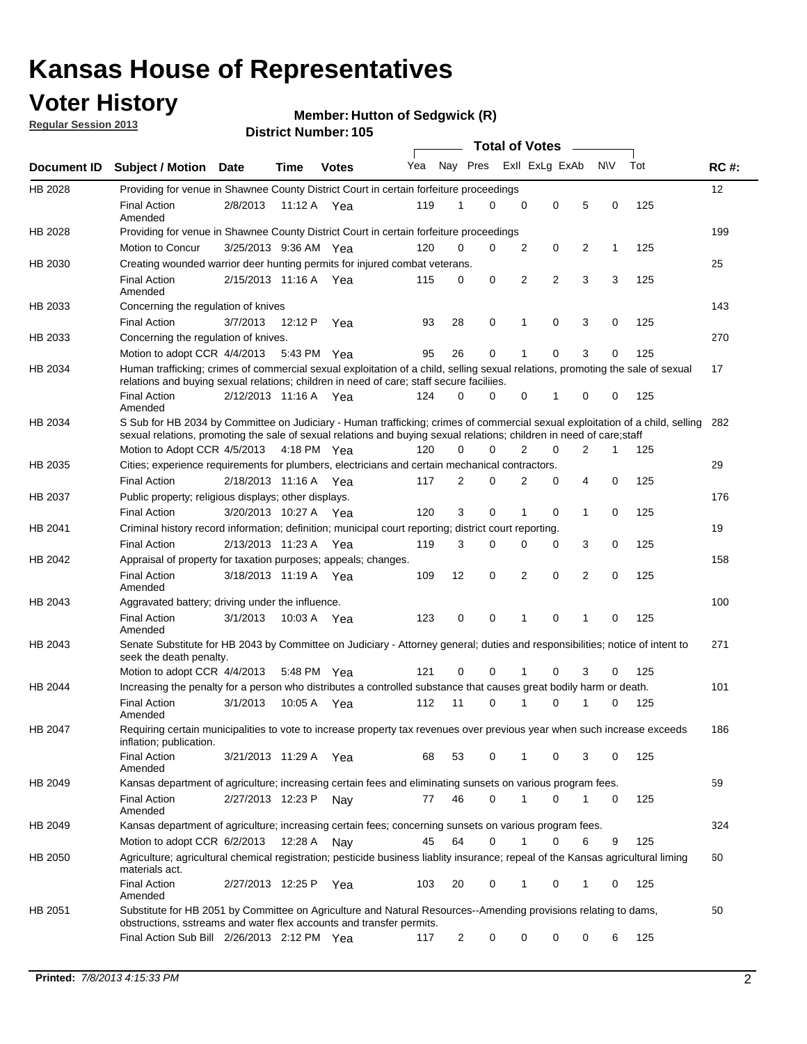# Kansas House of Representatives

## Voter History

**Regular Session 2013**

**Member: Hutton of Sedgwick (R)**

**District Number: 105**

| Document ID | Subject / Motion | Date | Time | Votes | Yea | Nay | Pres | ExII | ExLg | ExAb | N\V | Tot | RC #: |
|---|---|---|---|---|---|---|---|---|---|---|---|---|---|
| HB 2028 | Providing for venue in Shawnee County District Court in certain forfeiture proceedings | | | | | | | | | | | | 12 |
| | Final Action Amended | 2/8/2013 | 11:12 A | Yea | 119 | 1 | 0 | 0 | 0 | 5 | 0 | 125 | |
| HB 2028 | Providing for venue in Shawnee County District Court in certain forfeiture proceedings | | | | | | | | | | | | 199 |
| | Motion to Concur | 3/25/2013 | 9:36 AM | Yea | 120 | 0 | 0 | 2 | 0 | 2 | 1 | 125 | |
| HB 2030 | Creating wounded warrior deer hunting permits for injured combat veterans. | | | | | | | | | | | | 25 |
| | Final Action Amended | 2/15/2013 | 11:16 A | Yea | 115 | 0 | 0 | 2 | 2 | 3 | 3 | 125 | |
| HB 2033 | Concerning the regulation of knives | | | | | | | | | | | | 143 |
| | Final Action | 3/7/2013 | 12:12 P | Yea | 93 | 28 | 0 | 1 | 0 | 3 | 0 | 125 | |
| HB 2033 | Concerning the regulation of knives. | | | | | | | | | | | | 270 |
| | Motion to adopt CCR | 4/4/2013 | 5:43 PM | Yea | 95 | 26 | 0 | 1 | 0 | 3 | 0 | 125 | |
| HB 2034 | Human trafficking; crimes of commercial sexual exploitation of a child, selling sexual relations, promoting the sale of sexual relations and buying sexual relations; children in need of care; staff secure faciliies. | | | | | | | | | | | | 17 |
| | Final Action Amended | 2/12/2013 | 11:16 A | Yea | 124 | 0 | 0 | 0 | 1 | 0 | 0 | 125 | |
| HB 2034 | S Sub for HB 2034 by Committee on Judiciary - Human trafficking; crimes of commercial sexual exploitation of a child, selling sexual relations, promoting the sale of sexual relations and buying sexual relations; children in need of care;staff | | | | | | | | | | | | 282 |
| | Motion to Adopt CCR | 4/5/2013 | 4:18 PM | Yea | 120 | 0 | 0 | 2 | 0 | 2 | 1 | 125 | |
| HB 2035 | Cities; experience requirements for plumbers, electricians and certain mechanical contractors. | | | | | | | | | | | | 29 |
| | Final Action | 2/18/2013 | 11:16 A | Yea | 117 | 2 | 0 | 2 | 0 | 4 | 0 | 125 | |
| HB 2037 | Public property; religious displays; other displays. | | | | | | | | | | | | 176 |
| | Final Action | 3/20/2013 | 10:27 A | Yea | 120 | 3 | 0 | 1 | 0 | 1 | 0 | 125 | |
| HB 2041 | Criminal history record information; definition; municipal court reporting; district court reporting. | | | | | | | | | | | | 19 |
| | Final Action | 2/13/2013 | 11:23 A | Yea | 119 | 3 | 0 | 0 | 0 | 3 | 0 | 125 | |
| HB 2042 | Appraisal of property for taxation purposes; appeals; changes. | | | | | | | | | | | | 158 |
| | Final Action Amended | 3/18/2013 | 11:19 A | Yea | 109 | 12 | 0 | 2 | 0 | 2 | 0 | 125 | |
| HB 2043 | Aggravated battery; driving under the influence. | | | | | | | | | | | | 100 |
| | Final Action Amended | 3/1/2013 | 10:03 A | Yea | 123 | 0 | 0 | 1 | 0 | 1 | 0 | 125 | |
| HB 2043 | Senate Substitute for HB 2043 by Committee on Judiciary - Attorney general; duties and responsibilities; notice of intent to seek the death penalty. | | | | | | | | | | | | 271 |
| | Motion to adopt CCR | 4/4/2013 | 5:48 PM | Yea | 121 | 0 | 0 | 1 | 0 | 3 | 0 | 125 | |
| HB 2044 | Increasing the penalty for a person who distributes a controlled substance that causes great bodily harm or death. | | | | | | | | | | | | 101 |
| | Final Action Amended | 3/1/2013 | 10:05 A | Yea | 112 | 11 | 0 | 1 | 0 | 1 | 0 | 125 | |
| HB 2047 | Requiring certain municipalities to vote to increase property tax revenues over previous year when such increase exceeds inflation; publication. | | | | | | | | | | | | 186 |
| | Final Action Amended | 3/21/2013 | 11:29 A | Yea | 68 | 53 | 0 | 1 | 0 | 3 | 0 | 125 | |
| HB 2049 | Kansas department of agriculture; increasing certain fees and eliminating sunsets on various program fees. | | | | | | | | | | | | 59 |
| | Final Action Amended | 2/27/2013 | 12:23 P | Nay | 77 | 46 | 0 | 1 | 0 | 1 | 0 | 125 | |
| HB 2049 | Kansas department of agriculture; increasing certain fees; concerning sunsets on various program fees. | | | | | | | | | | | | 324 |
| | Motion to adopt CCR | 6/2/2013 | 12:28 A | Nay | 45 | 64 | 0 | 1 | 0 | 6 | 9 | 125 | |
| HB 2050 | Agriculture; agricultural chemical registration; pesticide business liablity insurance; repeal of the Kansas agricultural liming materials act. | | | | | | | | | | | | 60 |
| | Final Action Amended | 2/27/2013 | 12:25 P | Yea | 103 | 20 | 0 | 1 | 0 | 1 | 0 | 125 | |
| HB 2051 | Substitute for HB 2051 by Committee on Agriculture and Natural Resources--Amending provisions relating to dams, obstructions, sstreams and water flex accounts and transfer permits. | | | | | | | | | | | | 50 |
| | Final Action Sub Bill | 2/26/2013 | 2:12 PM | Yea | 117 | 2 | 0 | 0 | 0 | 0 | 6 | 125 | |

**Printed:** *7/8/2013 4:15:33 PM*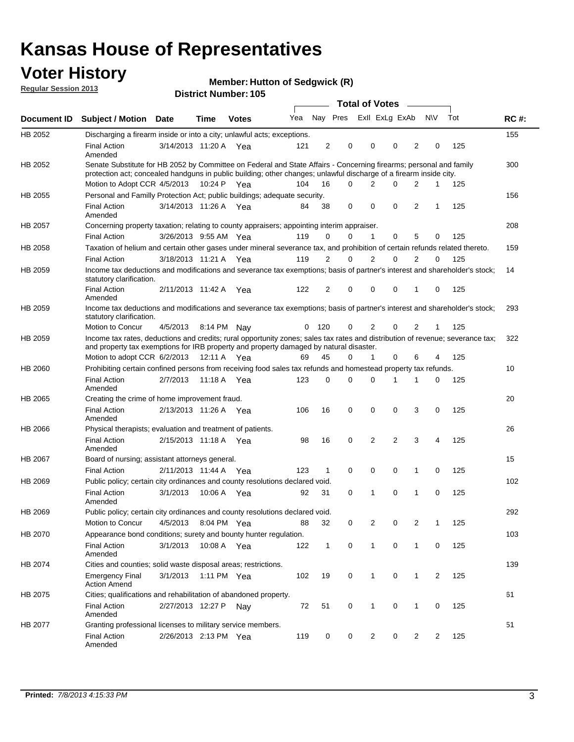# Kansas House of Representatives

## Voter History

**Regular Session 2013**

**Member: Hutton of Sedgwick (R)**

**District Number: 105**

| Document ID | Subject / Motion | Date | Time | Votes | Yea | Nay | Pres | ExII | ExLg | ExAb | N\V | Tot | RC #: |
|---|---|---|---|---|---|---|---|---|---|---|---|---|---|
| HB 2052 | Discharging a firearm inside or into a city; unlawful acts; exceptions. | | | | | | | | | | | | 155 |
| | Final Action Amended | 3/14/2013 | 11:20 A | Yea | 121 | 2 | 0 | 0 | 0 | 2 | 0 | 125 | |
| HB 2052 | Senate Substitute for HB 2052 by Committee on Federal and State Affairs - Concerning firearms; personal and family protection act; concealed handguns in public building; other changes; unlawful discharge of a firearm inside city. | | | | | | | | | | | | 300 |
| | Motion to Adopt CCR | 4/5/2013 | 10:24 P | Yea | 104 | 16 | 0 | 2 | 0 | 2 | 1 | 125 | |
| HB 2055 | Personal and Familly Protection Act; public buildings; adequate security. | | | | | | | | | | | | 156 |
| | Final Action Amended | 3/14/2013 | 11:26 A | Yea | 84 | 38 | 0 | 0 | 0 | 2 | 1 | 125 | |
| HB 2057 | Concerning property taxation; relating to county appraisers; appointing interim appraiser. | | | | | | | | | | | | 208 |
| | Final Action | 3/26/2013 | 9:55 AM | Yea | 119 | 0 | 0 | 1 | 0 | 5 | 0 | 125 | |
| HB 2058 | Taxation of helium and certain other gases under mineral severance tax, and prohibition of certain refunds related thereto. | | | | | | | | | | | | 159 |
| | Final Action | 3/18/2013 | 11:21 A | Yea | 119 | 2 | 0 | 2 | 0 | 2 | 0 | 125 | |
| HB 2059 | Income tax deductions and modifications and severance tax exemptions; basis of partner's interest and shareholder's stock; statutory clarification. | | | | | | | | | | | | 14 |
| | Final Action Amended | 2/11/2013 | 11:42 A | Yea | 122 | 2 | 0 | 0 | 0 | 1 | 0 | 125 | |
| HB 2059 | Income tax deductions and modifications and severance tax exemptions; basis of partner's interest and shareholder's stock; statutory clarification. | | | | | | | | | | | | 293 |
| | Motion to Concur | 4/5/2013 | 8:14 PM | Nay | 0 | 120 | 0 | 2 | 0 | 2 | 1 | 125 | |
| HB 2059 | Income tax rates, deductions and credits; rural opportunity zones; sales tax rates and distribution of revenue; severance tax; and property tax exemptions for IRB property and property damaged by natural disaster. | | | | | | | | | | | | 322 |
| | Motion to adopt CCR | 6/2/2013 | 12:11 A | Yea | 69 | 45 | 0 | 1 | 0 | 6 | 4 | 125 | |
| HB 2060 | Prohibiting certain confined persons from receiving food sales tax refunds and homestead property tax refunds. | | | | | | | | | | | | 10 |
| | Final Action Amended | 2/7/2013 | 11:18 A | Yea | 123 | 0 | 0 | 0 | 1 | 1 | 0 | 125 | |
| HB 2065 | Creating the crime of home improvement fraud. | | | | | | | | | | | | 20 |
| | Final Action Amended | 2/13/2013 | 11:26 A | Yea | 106 | 16 | 0 | 0 | 0 | 3 | 0 | 125 | |
| HB 2066 | Physical therapists; evaluation and treatment of patients. | | | | | | | | | | | | 26 |
| | Final Action Amended | 2/15/2013 | 11:18 A | Yea | 98 | 16 | 0 | 2 | 2 | 3 | 4 | 125 | |
| HB 2067 | Board of nursing; assistant attorneys general. | | | | | | | | | | | | 15 |
| | Final Action | 2/11/2013 | 11:44 A | Yea | 123 | 1 | 0 | 0 | 0 | 1 | 0 | 125 | |
| HB 2069 | Public policy; certain city ordinances and county resolutions declared void. | | | | | | | | | | | | 102 |
| | Final Action Amended | 3/1/2013 | 10:06 A | Yea | 92 | 31 | 0 | 1 | 0 | 1 | 0 | 125 | |
| HB 2069 | Public policy; certain city ordinances and county resolutions declared void. | | | | | | | | | | | | 292 |
| | Motion to Concur | 4/5/2013 | 8:04 PM | Yea | 88 | 32 | 0 | 2 | 0 | 2 | 1 | 125 | |
| HB 2070 | Appearance bond conditions; surety and bounty hunter regulation. | | | | | | | | | | | | 103 |
| | Final Action Amended | 3/1/2013 | 10:08 A | Yea | 122 | 1 | 0 | 1 | 0 | 1 | 0 | 125 | |
| HB 2074 | Cities and counties; solid waste disposal areas; restrictions. | | | | | | | | | | | | 139 |
| | Emergency Final Action Amend | 3/1/2013 | 1:11 PM | Yea | 102 | 19 | 0 | 1 | 0 | 1 | 2 | 125 | |
| HB 2075 | Cities; qualifications and rehabilitation of abandoned property. | | | | | | | | | | | | 61 |
| | Final Action Amended | 2/27/2013 | 12:27 P | Nay | 72 | 51 | 0 | 1 | 0 | 1 | 0 | 125 | |
| HB 2077 | Granting professional licenses to military service members. | | | | | | | | | | | | 51 |
| | Final Action Amended | 2/26/2013 | 2:13 PM | Yea | 119 | 0 | 0 | 2 | 0 | 2 | 2 | 125 | |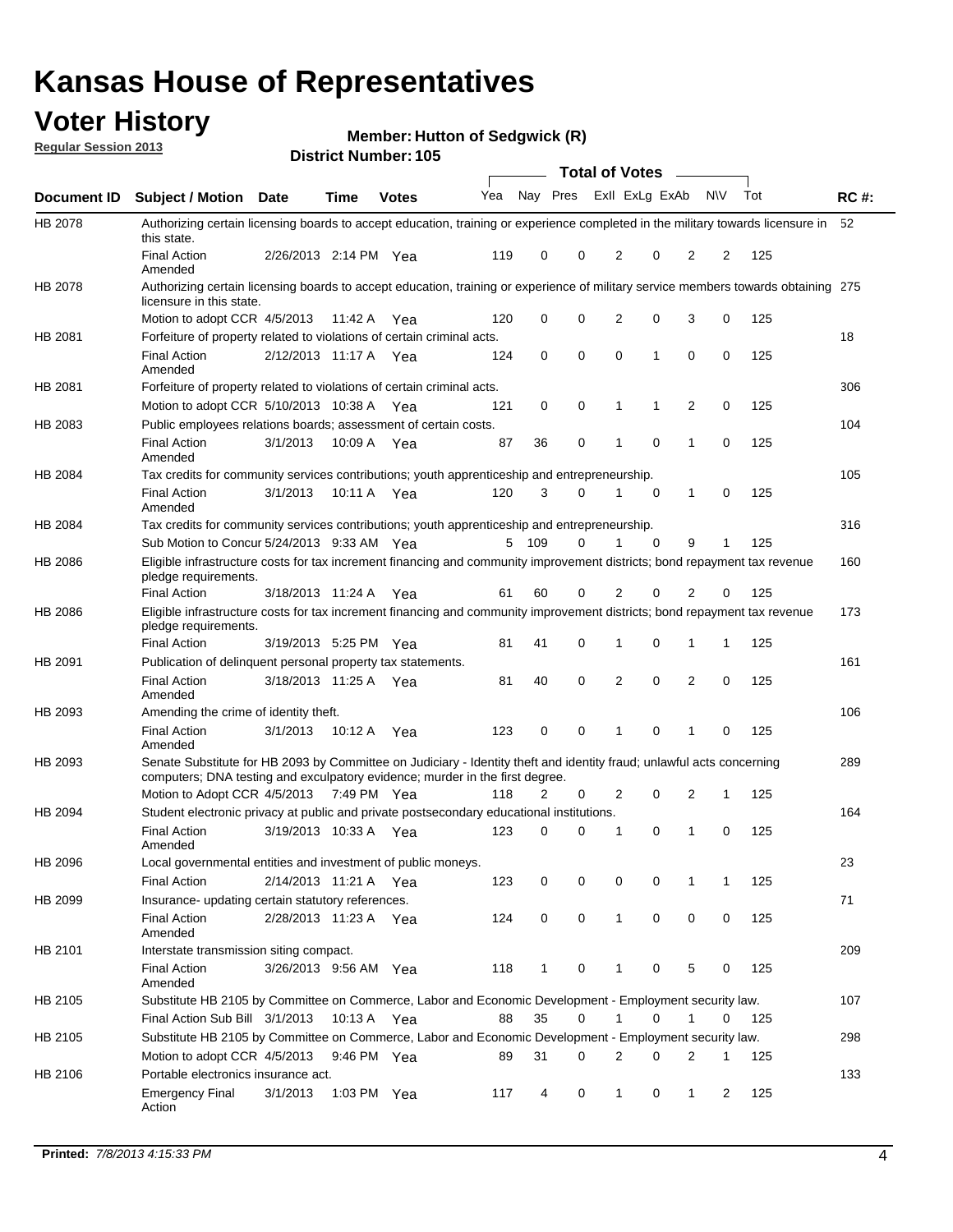# Kansas House of Representatives

## Voter History

**Regular Session 2013**

**Member: Hutton of Sedgwick (R)**

**District Number: 105**

| Document ID | Subject / Motion | Date | Time | Votes | Yea | Nay | Pres | ExII | ExLg | ExAb | N\V | Tot | RC #: |
|---|---|---|---|---|---|---|---|---|---|---|---|---|---|
| HB 2078 | Authorizing certain licensing boards to accept education, training or experience completed in the military towards licensure in this state. | | | | | | | | | | | | 52 |
| | Final Action Amended | 2/26/2013 | 2:14 PM | Yea | 119 | 0 | 0 | 2 | 0 | 2 | 2 | 125 | |
| HB 2078 | Authorizing certain licensing boards to accept education, training or experience of military service members towards obtaining licensure in this state. | | | | | | | | | | | | 275 |
| | Motion to adopt CCR | 4/5/2013 | 11:42 A | Yea | 120 | 0 | 0 | 2 | 0 | 3 | 0 | 125 | |
| HB 2081 | Forfeiture of property related to violations of certain criminal acts. | | | | | | | | | | | | 18 |
| | Final Action Amended | 2/12/2013 | 11:17 A | Yea | 124 | 0 | 0 | 0 | 1 | 0 | 0 | 125 | |
| HB 2081 | Forfeiture of property related to violations of certain criminal acts. | | | | | | | | | | | | 306 |
| | Motion to adopt CCR | 5/10/2013 | 10:38 A | Yea | 121 | 0 | 0 | 1 | 1 | 2 | 0 | 125 | |
| HB 2083 | Public employees relations boards; assessment of certain costs. | | | | | | | | | | | | 104 |
| | Final Action Amended | 3/1/2013 | 10:09 A | Yea | 87 | 36 | 0 | 1 | 0 | 1 | 0 | 125 | |
| HB 2084 | Tax credits for community services contributions; youth apprenticeship and entrepreneurship. | | | | | | | | | | | | 105 |
| | Final Action Amended | 3/1/2013 | 10:11 A | Yea | 120 | 3 | 0 | 1 | 0 | 1 | 0 | 125 | |
| HB 2084 | Tax credits for community services contributions; youth apprenticeship and entrepreneurship. | | | | | | | | | | | | 316 |
| | Sub Motion to Concur | 5/24/2013 | 9:33 AM | Yea | 5 | 109 | 0 | 1 | 0 | 9 | 1 | 125 | |
| HB 2086 | Eligible infrastructure costs for tax increment financing and community improvement districts; bond repayment tax revenue pledge requirements. | | | | | | | | | | | | 160 |
| | Final Action | 3/18/2013 | 11:24 A | Yea | 61 | 60 | 0 | 2 | 0 | 2 | 0 | 125 | |
| HB 2086 | Eligible infrastructure costs for tax increment financing and community improvement districts; bond repayment tax revenue pledge requirements. | | | | | | | | | | | | 173 |
| | Final Action | 3/19/2013 | 5:25 PM | Yea | 81 | 41 | 0 | 1 | 0 | 1 | 1 | 125 | |
| HB 2091 | Publication of delinquent personal property tax statements. | | | | | | | | | | | | 161 |
| | Final Action Amended | 3/18/2013 | 11:25 A | Yea | 81 | 40 | 0 | 2 | 0 | 2 | 0 | 125 | |
| HB 2093 | Amending the crime of identity theft. | | | | | | | | | | | | 106 |
| | Final Action Amended | 3/1/2013 | 10:12 A | Yea | 123 | 0 | 0 | 1 | 0 | 1 | 0 | 125 | |
| HB 2093 | Senate Substitute for HB 2093 by Committee on Judiciary - Identity theft and identity fraud; unlawful acts concerning computers; DNA testing and exculpatory evidence; murder in the first degree. | | | | | | | | | | | | 289 |
| | Motion to Adopt CCR | 4/5/2013 | 7:49 PM | Yea | 118 | 2 | 0 | 2 | 0 | 2 | 1 | 125 | |
| HB 2094 | Student electronic privacy at public and private postsecondary educational institutions. | | | | | | | | | | | | 164 |
| | Final Action Amended | 3/19/2013 | 10:33 A | Yea | 123 | 0 | 0 | 1 | 0 | 1 | 0 | 125 | |
| HB 2096 | Local governmental entities and investment of public moneys. | | | | | | | | | | | | 23 |
| | Final Action | 2/14/2013 | 11:21 A | Yea | 123 | 0 | 0 | 0 | 0 | 1 | 1 | 125 | |
| HB 2099 | Insurance- updating certain statutory references. | | | | | | | | | | | | 71 |
| | Final Action Amended | 2/28/2013 | 11:23 A | Yea | 124 | 0 | 0 | 1 | 0 | 0 | 0 | 125 | |
| HB 2101 | Interstate transmission siting compact. | | | | | | | | | | | | 209 |
| | Final Action Amended | 3/26/2013 | 9:56 AM | Yea | 118 | 1 | 0 | 1 | 0 | 5 | 0 | 125 | |
| HB 2105 | Substitute HB 2105 by Committee on Commerce, Labor and Economic Development - Employment security law. | | | | | | | | | | | | 107 |
| | Final Action Sub Bill | 3/1/2013 | 10:13 A | Yea | 88 | 35 | 0 | 1 | 0 | 1 | 0 | 125 | |
| HB 2105 | Substitute HB 2105 by Committee on Commerce, Labor and Economic Development - Employment security law. | | | | | | | | | | | | 298 |
| | Motion to adopt CCR | 4/5/2013 | 9:46 PM | Yea | 89 | 31 | 0 | 2 | 0 | 2 | 1 | 125 | |
| HB 2106 | Portable electronics insurance act. | | | | | | | | | | | | 133 |
| | Emergency Final Action | 3/1/2013 | 1:03 PM | Yea | 117 | 4 | 0 | 1 | 0 | 1 | 2 | 125 | |

**Printed:** *7/8/2013 4:15:33 PM*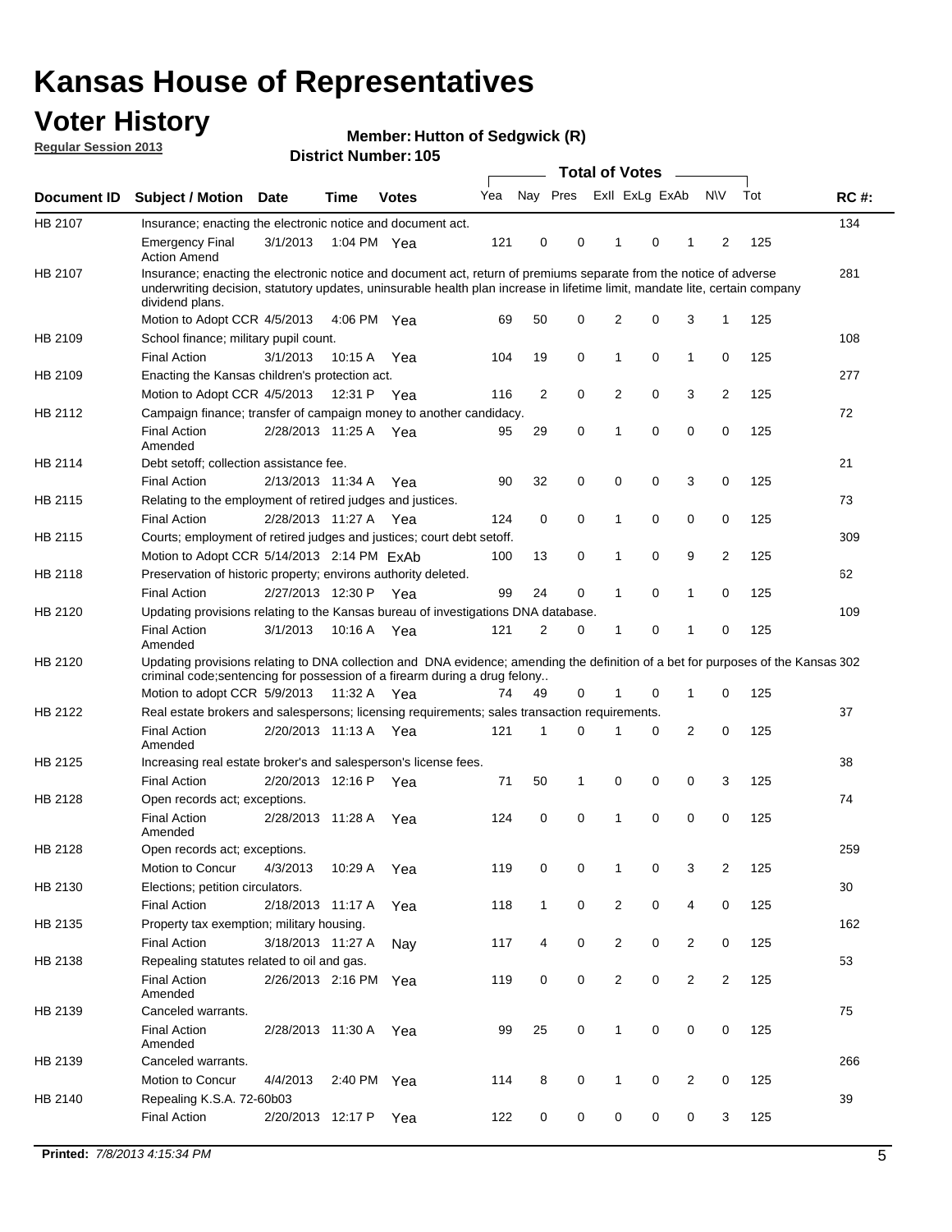# Kansas House of Representatives

## Voter History

**Regular Session 2013**

**Member: Hutton of Sedgwick (R)**

**District Number: 105**

| Document ID | Subject / Motion | Date | Time | Votes | Yea | Nay | Pres | ExII | ExLg | ExAb | N\V | Tot | RC #: |
|---|---|---|---|---|---|---|---|---|---|---|---|---|---|
| HB 2107 | Insurance; enacting the electronic notice and document act. | | | | | | | | | | | | 134 |
| | Emergency Final Action Amend | 3/1/2013 | 1:04 PM | Yea | 121 | 0 | 0 | 1 | 0 | 1 | 2 | 125 | |
| HB 2107 | Insurance; enacting the electronic notice and document act, return of premiums separate from the notice of adverse underwriting decision, statutory updates, uninsurable health plan increase in lifetime limit, mandate lite, certain company dividend plans. | | | | | | | | | | | | 281 |
| | Motion to Adopt CCR | 4/5/2013 | 4:06 PM | Yea | 69 | 50 | 0 | 2 | 0 | 3 | 1 | 125 | |
| HB 2109 | School finance; military pupil count. | | | | | | | | | | | | 108 |
| | Final Action | 3/1/2013 | 10:15 A | Yea | 104 | 19 | 0 | 1 | 0 | 1 | 0 | 125 | |
| HB 2109 | Enacting the Kansas children's protection act. | | | | | | | | | | | | 277 |
| | Motion to Adopt CCR | 4/5/2013 | 12:31 P | Yea | 116 | 2 | 0 | 2 | 0 | 3 | 2 | 125 | |
| HB 2112 | Campaign finance; transfer of campaign money to another candidacy. | | | | | | | | | | | | 72 |
| | Final Action Amended | 2/28/2013 | 11:25 A | Yea | 95 | 29 | 0 | 1 | 0 | 0 | 0 | 125 | |
| HB 2114 | Debt setoff; collection assistance fee. | | | | | | | | | | | | 21 |
| | Final Action | 2/13/2013 | 11:34 A | Yea | 90 | 32 | 0 | 0 | 0 | 3 | 0 | 125 | |
| HB 2115 | Relating to the employment of retired judges and justices. | | | | | | | | | | | | 73 |
| | Final Action | 2/28/2013 | 11:27 A | Yea | 124 | 0 | 0 | 1 | 0 | 0 | 0 | 125 | |
| HB 2115 | Courts; employment of retired judges and justices; court debt setoff. | | | | | | | | | | | | 309 |
| | Motion to Adopt CCR | 5/14/2013 | 2:14 PM | ExAb | 100 | 13 | 0 | 1 | 0 | 9 | 2 | 125 | |
| HB 2118 | Preservation of historic property; environs authority deleted. | | | | | | | | | | | | 62 |
| | Final Action | 2/27/2013 | 12:30 P | Yea | 99 | 24 | 0 | 1 | 0 | 1 | 0 | 125 | |
| HB 2120 | Updating provisions relating to the Kansas bureau of investigations DNA database. | | | | | | | | | | | | 109 |
| | Final Action Amended | 3/1/2013 | 10:16 A | Yea | 121 | 2 | 0 | 1 | 0 | 1 | 0 | 125 | |
| HB 2120 | Updating provisions relating to DNA collection and DNA evidence; amending the definition of a bet for purposes of the Kansas criminal code;sentencing for possession of a firearm during a drug felony.. | | | | | | | | | | | | 302 |
| | Motion to adopt CCR | 5/9/2013 | 11:32 A | Yea | 74 | 49 | 0 | 1 | 0 | 1 | 0 | 125 | |
| HB 2122 | Real estate brokers and salespersons; licensing requirements; sales transaction requirements. | | | | | | | | | | | | 37 |
| | Final Action Amended | 2/20/2013 | 11:13 A | Yea | 121 | 1 | 0 | 1 | 0 | 2 | 0 | 125 | |
| HB 2125 | Increasing real estate broker's and salesperson's license fees. | | | | | | | | | | | | 38 |
| | Final Action | 2/20/2013 | 12:16 P | Yea | 71 | 50 | 1 | 0 | 0 | 0 | 3 | 125 | |
| HB 2128 | Open records act; exceptions. | | | | | | | | | | | | 74 |
| | Final Action Amended | 2/28/2013 | 11:28 A | Yea | 124 | 0 | 0 | 1 | 0 | 0 | 0 | 125 | |
| HB 2128 | Open records act; exceptions. | | | | | | | | | | | | 259 |
| | Motion to Concur | 4/3/2013 | 10:29 A | Yea | 119 | 0 | 0 | 1 | 0 | 3 | 2 | 125 | |
| HB 2130 | Elections; petition circulators. | | | | | | | | | | | | 30 |
| | Final Action | 2/18/2013 | 11:17 A | Yea | 118 | 1 | 0 | 2 | 0 | 4 | 0 | 125 | |
| HB 2135 | Property tax exemption; military housing. | | | | | | | | | | | | 162 |
| | Final Action | 3/18/2013 | 11:27 A | Nay | 117 | 4 | 0 | 2 | 0 | 2 | 0 | 125 | |
| HB 2138 | Repealing statutes related to oil and gas. | | | | | | | | | | | | 53 |
| | Final Action Amended | 2/26/2013 | 2:16 PM | Yea | 119 | 0 | 0 | 2 | 0 | 2 | 2 | 125 | |
| HB 2139 | Canceled warrants. | | | | | | | | | | | | 75 |
| | Final Action Amended | 2/28/2013 | 11:30 A | Yea | 99 | 25 | 0 | 1 | 0 | 0 | 0 | 125 | |
| HB 2139 | Canceled warrants. | | | | | | | | | | | | 266 |
| | Motion to Concur | 4/4/2013 | 2:40 PM | Yea | 114 | 8 | 0 | 1 | 0 | 2 | 0 | 125 | |
| HB 2140 | Repealing K.S.A. 72-60b03 | | | | | | | | | | | | 39 |
| | Final Action | 2/20/2013 | 12:17 P | Yea | 122 | 0 | 0 | 0 | 0 | 0 | 3 | 125 | |

**Printed:** *7/8/2013 4:15:34 PM*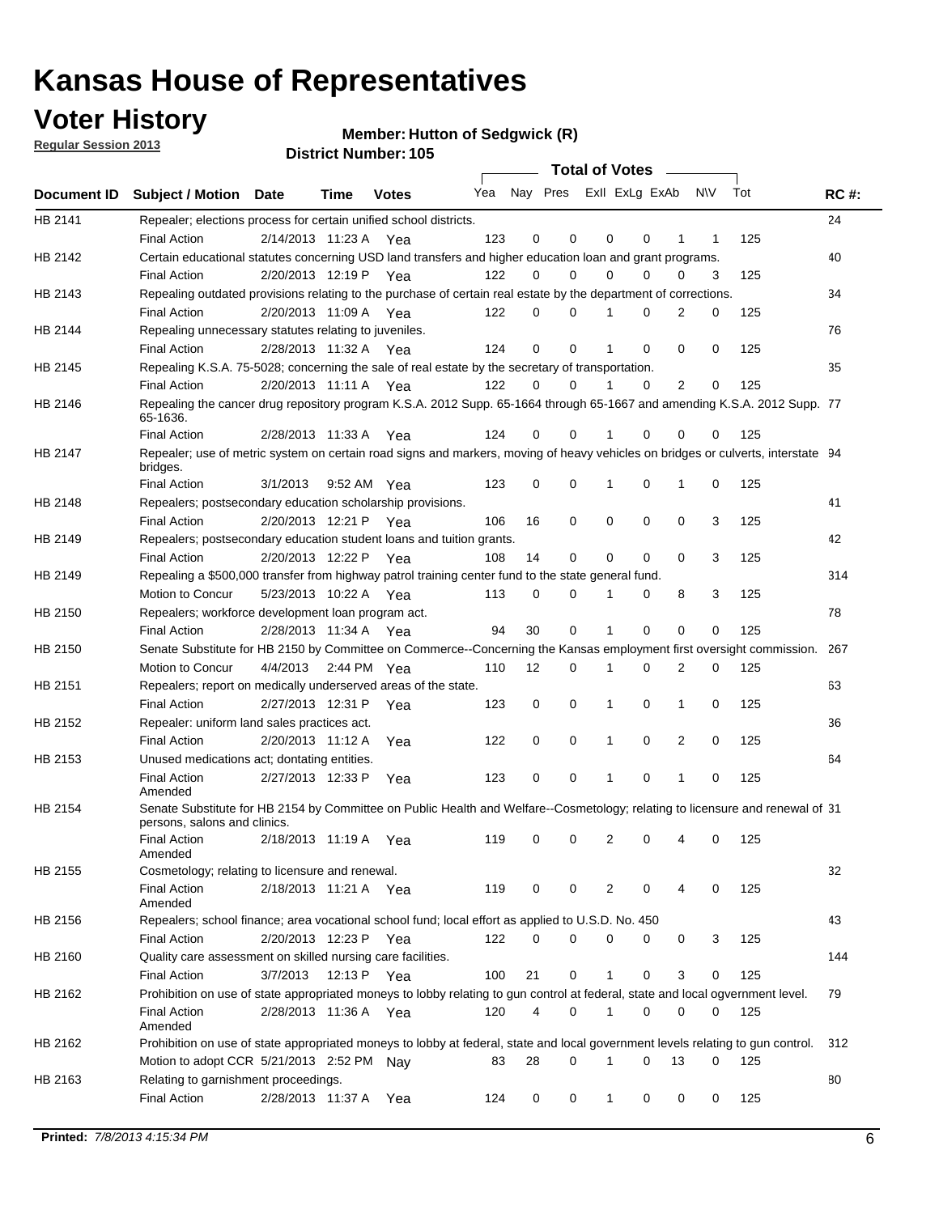# Kansas House of Representatives

## Voter History

**Regular Session 2013**

**Member: Hutton of Sedgwick (R)**

**District Number: 105**

| Document ID | Subject / Motion | Date | Time | Votes | Yea | Nay | Pres | ExII | ExLg | ExAb | N\V | Tot | RC #: |
|---|---|---|---|---|---|---|---|---|---|---|---|---|---|
| HB 2141 | Repealer; elections process for certain unified school districts. | | | | | | | | | | | | 24 |
| | Final Action | 2/14/2013 | 11:23 A | Yea | 123 | 0 | 0 | 0 | 0 | 1 | 1 | 125 | |
| HB 2142 | Certain educational statutes concerning USD land transfers and higher education loan and grant programs. | | | | | | | | | | | | 40 |
| | Final Action | 2/20/2013 | 12:19 P | Yea | 122 | 0 | 0 | 0 | 0 | 0 | 3 | 125 | |
| HB 2143 | Repealing outdated provisions relating to the purchase of certain real estate by the department of corrections. | | | | | | | | | | | | 34 |
| | Final Action | 2/20/2013 | 11:09 A | Yea | 122 | 0 | 0 | 1 | 0 | 2 | 0 | 125 | |
| HB 2144 | Repealing unnecessary statutes relating to juveniles. | | | | | | | | | | | | 76 |
| | Final Action | 2/28/2013 | 11:32 A | Yea | 124 | 0 | 0 | 1 | 0 | 0 | 0 | 125 | |
| HB 2145 | Repealing K.S.A. 75-5028; concerning the sale of real estate by the secretary of transportation. | | | | | | | | | | | | 35 |
| | Final Action | 2/20/2013 | 11:11 A | Yea | 122 | 0 | 0 | 1 | 0 | 2 | 0 | 125 | |
| HB 2146 | Repealing the cancer drug repository program K.S.A. 2012 Supp. 65-1664 through 65-1667 and amending K.S.A. 2012 Supp. 65-1636. | | | | | | | | | | | | 77 |
| | Final Action | 2/28/2013 | 11:33 A | Yea | 124 | 0 | 0 | 1 | 0 | 0 | 0 | 125 | |
| HB 2147 | Repealer; use of metric system on certain road signs and markers, moving of heavy vehicles on bridges or culverts, interstate bridges. | | | | | | | | | | | | 94 |
| | Final Action | 3/1/2013 | 9:52 AM | Yea | 123 | 0 | 0 | 1 | 0 | 1 | 0 | 125 | |
| HB 2148 | Repealers; postsecondary education scholarship provisions. | | | | | | | | | | | | 41 |
| | Final Action | 2/20/2013 | 12:21 P | Yea | 106 | 16 | 0 | 0 | 0 | 0 | 3 | 125 | |
| HB 2149 | Repealers; postsecondary education student loans and tuition grants. | | | | | | | | | | | | 42 |
| | Final Action | 2/20/2013 | 12:22 P | Yea | 108 | 14 | 0 | 0 | 0 | 0 | 3 | 125 | |
| HB 2149 | Repealing a $500,000 transfer from highway patrol training center fund to the state general fund. | | | | | | | | | | | | 314 |
| | Motion to Concur | 5/23/2013 | 10:22 A | Yea | 113 | 0 | 0 | 1 | 0 | 8 | 3 | 125 | |
| HB 2150 | Repealers; workforce development loan program act. | | | | | | | | | | | | 78 |
| | Final Action | 2/28/2013 | 11:34 A | Yea | 94 | 30 | 0 | 1 | 0 | 0 | 0 | 125 | |
| HB 2150 | Senate Substitute for HB 2150 by Committee on Commerce--Concerning the Kansas employment first oversight commission. | | | | | | | | | | | | 267 |
| | Motion to Concur | 4/4/2013 | 2:44 PM | Yea | 110 | 12 | 0 | 1 | 0 | 2 | 0 | 125 | |
| HB 2151 | Repealers; report on medically underserved areas of the state. | | | | | | | | | | | | 63 |
| | Final Action | 2/27/2013 | 12:31 P | Yea | 123 | 0 | 0 | 1 | 0 | 1 | 0 | 125 | |
| HB 2152 | Repealer: uniform land sales practices act. | | | | | | | | | | | | 36 |
| | Final Action | 2/20/2013 | 11:12 A | Yea | 122 | 0 | 0 | 1 | 0 | 2 | 0 | 125 | |
| HB 2153 | Unused medications act; dontating entities. | | | | | | | | | | | | 64 |
| | Final Action Amended | 2/27/2013 | 12:33 P | Yea | 123 | 0 | 0 | 1 | 0 | 1 | 0 | 125 | |
| HB 2154 | Senate Substitute for HB 2154 by Committee on Public Health and Welfare--Cosmetology; relating to licensure and renewal of persons, salons and clinics. | | | | | | | | | | | | 31 |
| | Final Action Amended | 2/18/2013 | 11:19 A | Yea | 119 | 0 | 0 | 2 | 0 | 4 | 0 | 125 | |
| HB 2155 | Cosmetology; relating to licensure and renewal. | | | | | | | | | | | | 32 |
| | Final Action Amended | 2/18/2013 | 11:21 A | Yea | 119 | 0 | 0 | 2 | 0 | 4 | 0 | 125 | |
| HB 2156 | Repealers; school finance; area vocational school fund; local effort as applied to U.S.D. No. 450 | | | | | | | | | | | | 43 |
| | Final Action | 2/20/2013 | 12:23 P | Yea | 122 | 0 | 0 | 0 | 0 | 0 | 3 | 125 | |
| HB 2160 | Quality care assessment on skilled nursing care facilities. | | | | | | | | | | | | 144 |
| | Final Action | 3/7/2013 | 12:13 P | Yea | 100 | 21 | 0 | 1 | 0 | 3 | 0 | 125 | |
| HB 2162 | Prohibition on use of state appropriated moneys to lobby relating to gun control at federal, state and local ogvernment level. | | | | | | | | | | | | 79 |
| | Final Action Amended | 2/28/2013 | 11:36 A | Yea | 120 | 4 | 0 | 1 | 0 | 0 | 0 | 125 | |
| HB 2162 | Prohibition on use of state appropriated moneys to lobby at federal, state and local government levels relating to gun control. | | | | | | | | | | | | 312 |
| | Motion to adopt CCR | 5/21/2013 | 2:52 PM | Nay | 83 | 28 | 0 | 1 | 0 | 13 | 0 | 125 | |
| HB 2163 | Relating to garnishment proceedings. | | | | | | | | | | | | 80 |
| | Final Action | 2/28/2013 | 11:37 A | Yea | 124 | 0 | 0 | 1 | 0 | 0 | 0 | 125 | |

**Printed:** 7/8/2013 4:15:34 PM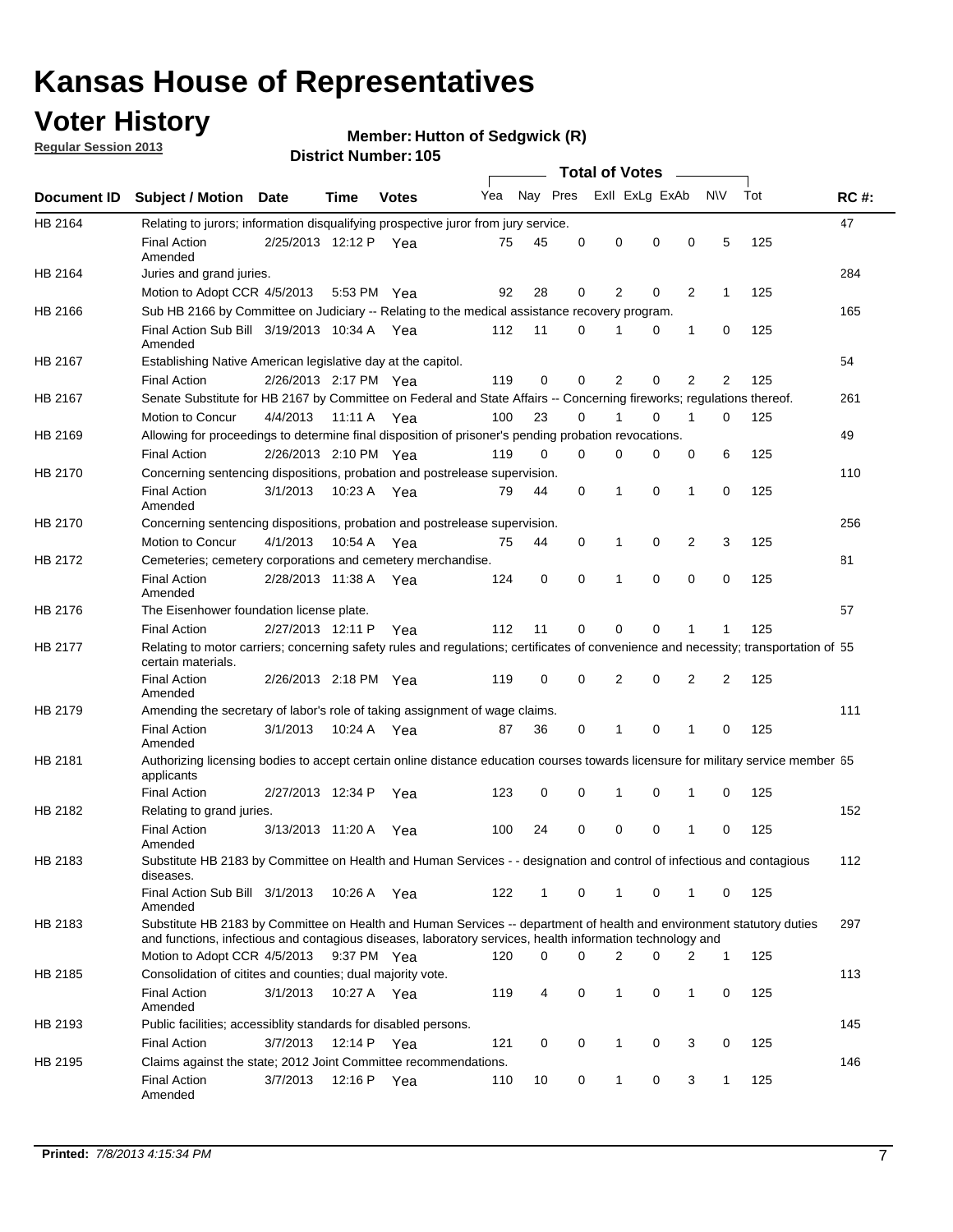# Kansas House of Representatives

## Voter History

**Regular Session 2013**

**Member: Hutton of Sedgwick (R)**

**District Number: 105**

| Document ID | Subject / Motion | Date | Time | Votes | Yea | Nay | Pres | ExII | ExLg | ExAb | N\V | Tot | RC #: |
|---|---|---|---|---|---|---|---|---|---|---|---|---|---|
| HB 2164 | Relating to jurors; information disqualifying prospective juror from jury service. | | | | | | | | | | | | 47 |
| | Final Action Amended | 2/25/2013 | 12:12 P | Yea | 75 | 45 | 0 | 0 | 0 | 0 | 5 | 125 | |
| HB 2164 | Juries and grand juries. | | | | | | | | | | | | 284 |
| | Motion to Adopt CCR | 4/5/2013 | 5:53 PM | Yea | 92 | 28 | 0 | 2 | 0 | 2 | 1 | 125 | |
| HB 2166 | Sub HB 2166 by Committee on Judiciary -- Relating to the medical assistance recovery program. | | | | | | | | | | | | 165 |
| | Final Action Sub Bill Amended | 3/19/2013 | 10:34 A | Yea | 112 | 11 | 0 | 1 | 0 | 1 | 0 | 125 | |
| HB 2167 | Establishing Native American legislative day at the capitol. | | | | | | | | | | | | 54 |
| | Final Action | 2/26/2013 | 2:17 PM | Yea | 119 | 0 | 0 | 2 | 0 | 2 | 2 | 125 | |
| HB 2167 | Senate Substitute for HB 2167 by Committee on Federal and State Affairs -- Concerning fireworks; regulations thereof. | | | | | | | | | | | | 261 |
| | Motion to Concur | 4/4/2013 | 11:11 A | Yea | 100 | 23 | 0 | 1 | 0 | 1 | 0 | 125 | |
| HB 2169 | Allowing for proceedings to determine final disposition of prisoner's pending probation revocations. | | | | | | | | | | | | 49 |
| | Final Action | 2/26/2013 | 2:10 PM | Yea | 119 | 0 | 0 | 0 | 0 | 0 | 6 | 125 | |
| HB 2170 | Concerning sentencing dispositions, probation and postrelease supervision. | | | | | | | | | | | | 110 |
| | Final Action Amended | 3/1/2013 | 10:23 A | Yea | 79 | 44 | 0 | 1 | 0 | 1 | 0 | 125 | |
| HB 2170 | Concerning sentencing dispositions, probation and postrelease supervision. | | | | | | | | | | | | 256 |
| | Motion to Concur | 4/1/2013 | 10:54 A | Yea | 75 | 44 | 0 | 1 | 0 | 2 | 3 | 125 | |
| HB 2172 | Cemeteries; cemetery corporations and cemetery merchandise. | | | | | | | | | | | | 81 |
| | Final Action Amended | 2/28/2013 | 11:38 A | Yea | 124 | 0 | 0 | 1 | 0 | 0 | 0 | 125 | |
| HB 2176 | The Eisenhower foundation license plate. | | | | | | | | | | | | 57 |
| | Final Action | 2/27/2013 | 12:11 P | Yea | 112 | 11 | 0 | 0 | 0 | 1 | 1 | 125 | |
| HB 2177 | Relating to motor carriers; concerning safety rules and regulations; certificates of convenience and necessity; transportation of certain materials. | | | | | | | | | | | | 55 |
| | Final Action Amended | 2/26/2013 | 2:18 PM | Yea | 119 | 0 | 0 | 2 | 0 | 2 | 2 | 125 | |
| HB 2179 | Amending the secretary of labor's role of taking assignment of wage claims. | | | | | | | | | | | | 111 |
| | Final Action Amended | 3/1/2013 | 10:24 A | Yea | 87 | 36 | 0 | 1 | 0 | 1 | 0 | 125 | |
| HB 2181 | Authorizing licensing bodies to accept certain online distance education courses towards licensure for military service member applicants | | | | | | | | | | | | 65 |
| | Final Action | 2/27/2013 | 12:34 P | Yea | 123 | 0 | 0 | 1 | 0 | 1 | 0 | 125 | |
| HB 2182 | Relating to grand juries. | | | | | | | | | | | | 152 |
| | Final Action Amended | 3/13/2013 | 11:20 A | Yea | 100 | 24 | 0 | 0 | 0 | 1 | 0 | 125 | |
| HB 2183 | Substitute HB 2183 by Committee on Health and Human Services - - designation and control of infectious and contagious diseases. | | | | | | | | | | | | 112 |
| | Final Action Sub Bill Amended | 3/1/2013 | 10:26 A | Yea | 122 | 1 | 0 | 1 | 0 | 1 | 0 | 125 | |
| HB 2183 | Substitute HB 2183 by Committee on Health and Human Services -- department of health and environment statutory duties and functions, infectious and contagious diseases, laboratory services, health information technology and | | | | | | | | | | | | 297 |
| | Motion to Adopt CCR | 4/5/2013 | 9:37 PM | Yea | 120 | 0 | 0 | 2 | 0 | 2 | 1 | 125 | |
| HB 2185 | Consolidation of citites and counties; dual majority vote. | | | | | | | | | | | | 113 |
| | Final Action Amended | 3/1/2013 | 10:27 A | Yea | 119 | 4 | 0 | 1 | 0 | 1 | 0 | 125 | |
| HB 2193 | Public facilities; accessiblity standards for disabled persons. | | | | | | | | | | | | 145 |
| | Final Action | 3/7/2013 | 12:14 P | Yea | 121 | 0 | 0 | 1 | 0 | 3 | 0 | 125 | |
| HB 2195 | Claims against the state; 2012 Joint Committee recommendations. | | | | | | | | | | | | 146 |
| | Final Action Amended | 3/7/2013 | 12:16 P | Yea | 110 | 10 | 0 | 1 | 0 | 3 | 1 | 125 | |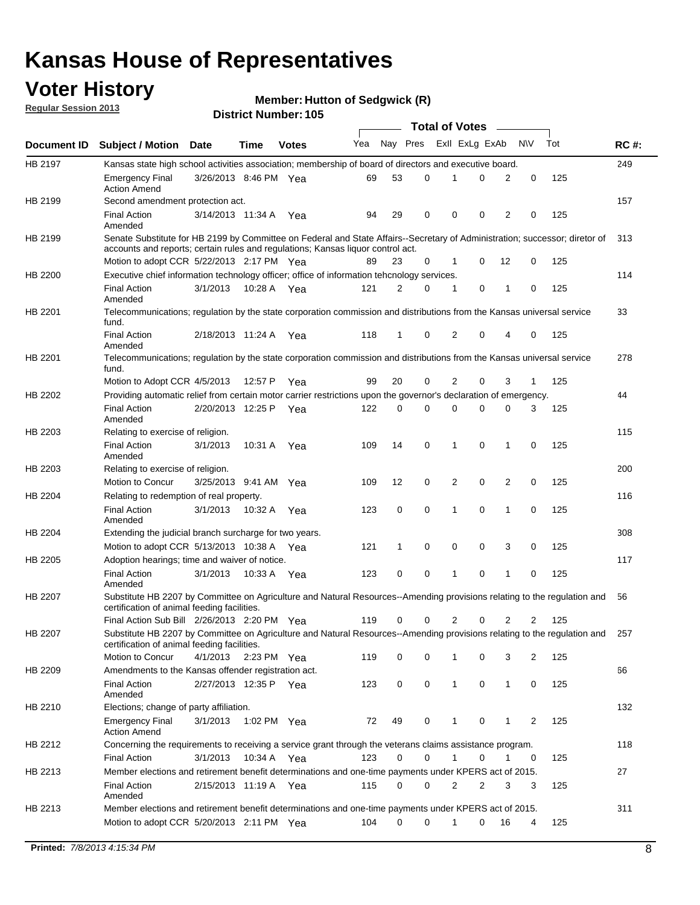# Kansas House of Representatives

## Voter History

**Regular Session 2013**

**Member: Hutton of Sedgwick (R)**

**District Number: 105**

| Document ID | Subject / Motion | Date | Time | Votes | Yea | Nay | Pres | ExII | ExLg | ExAb | N\V | Tot | RC #: |
|---|---|---|---|---|---|---|---|---|---|---|---|---|---|
| HB 2197 | Kansas state high school activities association; membership of board of directors and executive board. | | | | | | | | | | | | 249 |
| | Emergency Final Action Amend | 3/26/2013 | 8:46 PM | Yea | 69 | 53 | 0 | 1 | 0 | 2 | 0 | 125 | |
| HB 2199 | Second amendment protection act. | | | | | | | | | | | | 157 |
| | Final Action Amended | 3/14/2013 | 11:34 A | Yea | 94 | 29 | 0 | 0 | 0 | 2 | 0 | 125 | |
| HB 2199 | Senate Substitute for HB 2199 by Committee on Federal and State Affairs--Secretary of Administration; successor; diretor of accounts and reports; certain rules and regulations; Kansas liquor control act. | | | | | | | | | | | | 313 |
| | Motion to adopt CCR | 5/22/2013 | 2:17 PM | Yea | 89 | 23 | 0 | 1 | 0 | 12 | 0 | 125 | |
| HB 2200 | Executive chief information technology officer; office of information tehcnology services. | | | | | | | | | | | | 114 |
| | Final Action Amended | 3/1/2013 | 10:28 A | Yea | 121 | 2 | 0 | 1 | 0 | 1 | 0 | 125 | |
| HB 2201 | Telecommunications; regulation by the state corporation commission and distributions from the Kansas universal service fund. | | | | | | | | | | | | 33 |
| | Final Action Amended | 2/18/2013 | 11:24 A | Yea | 118 | 1 | 0 | 2 | 0 | 4 | 0 | 125 | |
| HB 2201 | Telecommunications; regulation by the state corporation commission and distributions from the Kansas universal service fund. | | | | | | | | | | | | 278 |
| | Motion to Adopt CCR | 4/5/2013 | 12:57 P | Yea | 99 | 20 | 0 | 2 | 0 | 3 | 1 | 125 | |
| HB 2202 | Providing automatic relief from certain motor carrier restrictions upon the governor's declaration of emergency. | | | | | | | | | | | | 44 |
| | Final Action Amended | 2/20/2013 | 12:25 P | Yea | 122 | 0 | 0 | 0 | 0 | 0 | 3 | 125 | |
| HB 2203 | Relating to exercise of religion. | | | | | | | | | | | | 115 |
| | Final Action Amended | 3/1/2013 | 10:31 A | Yea | 109 | 14 | 0 | 1 | 0 | 1 | 0 | 125 | |
| HB 2203 | Relating to exercise of religion. | | | | | | | | | | | | 200 |
| | Motion to Concur | 3/25/2013 | 9:41 AM | Yea | 109 | 12 | 0 | 2 | 0 | 2 | 0 | 125 | |
| HB 2204 | Relating to redemption of real property. | | | | | | | | | | | | 116 |
| | Final Action Amended | 3/1/2013 | 10:32 A | Yea | 123 | 0 | 0 | 1 | 0 | 1 | 0 | 125 | |
| HB 2204 | Extending the judicial branch surcharge for two years. | | | | | | | | | | | | 308 |
| | Motion to adopt CCR | 5/13/2013 | 10:38 A | Yea | 121 | 1 | 0 | 0 | 0 | 3 | 0 | 125 | |
| HB 2205 | Adoption hearings; time and waiver of notice. | | | | | | | | | | | | 117 |
| | Final Action Amended | 3/1/2013 | 10:33 A | Yea | 123 | 0 | 0 | 1 | 0 | 1 | 0 | 125 | |
| HB 2207 | Substitute HB 2207 by Committee on Agriculture and Natural Resources--Amending provisions relating to the regulation and certification of animal feeding facilities. | | | | | | | | | | | | 56 |
| | Final Action Sub Bill | 2/26/2013 | 2:20 PM | Yea | 119 | 0 | 0 | 2 | 0 | 2 | 2 | 125 | |
| HB 2207 | Substitute HB 2207 by Committee on Agriculture and Natural Resources--Amending provisions relating to the regulation and certification of animal feeding facilities. | | | | | | | | | | | | 257 |
| | Motion to Concur | 4/1/2013 | 2:23 PM | Yea | 119 | 0 | 0 | 1 | 0 | 3 | 2 | 125 | |
| HB 2209 | Amendments to the Kansas offender registration act. | | | | | | | | | | | | 66 |
| | Final Action Amended | 2/27/2013 | 12:35 P | Yea | 123 | 0 | 0 | 1 | 0 | 1 | 0 | 125 | |
| HB 2210 | Elections; change of party affiliation. | | | | | | | | | | | | 132 |
| | Emergency Final Action Amend | 3/1/2013 | 1:02 PM | Yea | 72 | 49 | 0 | 1 | 0 | 1 | 2 | 125 | |
| HB 2212 | Concerning the requirements to receiving a service grant through the veterans claims assistance program. | | | | | | | | | | | | 118 |
| | Final Action | 3/1/2013 | 10:34 A | Yea | 123 | 0 | 0 | 1 | 0 | 1 | 0 | 125 | |
| HB 2213 | Member elections and retirement benefit determinations and one-time payments under KPERS act of 2015. | | | | | | | | | | | | 27 |
| | Final Action Amended | 2/15/2013 | 11:19 A | Yea | 115 | 0 | 0 | 2 | 2 | 3 | 3 | 125 | |
| HB 2213 | Member elections and retirement benefit determinations and one-time payments under KPERS act of 2015. | | | | | | | | | | | | 311 |
| | Motion to adopt CCR | 5/20/2013 | 2:11 PM | Yea | 104 | 0 | 0 | 1 | 0 | 16 | 4 | 125 | |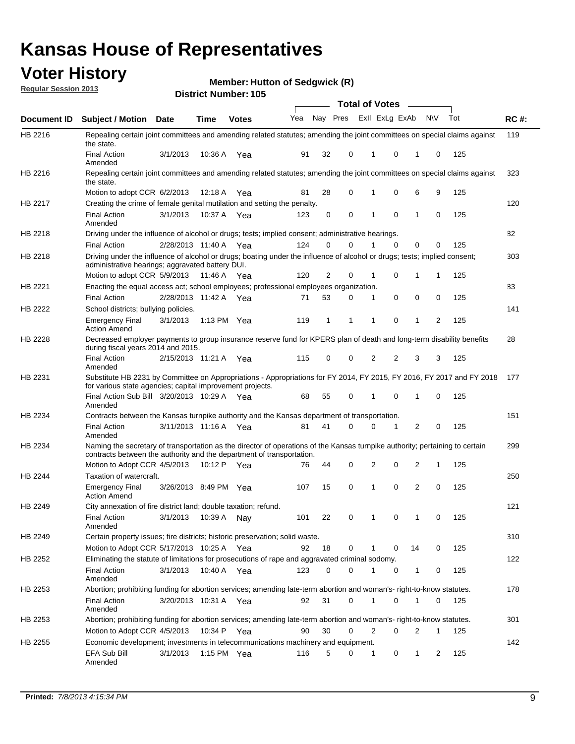# Kansas House of Representatives

## Voter History

**Regular Session 2013**

**Member: Hutton of Sedgwick (R)**

**District Number: 105**

| Document ID | Subject / Motion | Date | Time | Votes | Yea | Nay | Pres | ExII | ExLg | ExAb | N\V | Tot | RC #: |
|---|---|---|---|---|---|---|---|---|---|---|---|---|---|
| HB 2216 | Repealing certain joint committees and amending related statutes; amending the joint committees on special claims against the state. | | | | | | | | | | | | 119 |
| | Final Action Amended | 3/1/2013 | 10:36 A | Yea | 91 | 32 | 0 | 1 | 0 | 1 | 0 | 125 | |
| HB 2216 | Repealing certain joint committees and amending related statutes; amending the joint committees on special claims against the state. | | | | | | | | | | | | 323 |
| | Motion to adopt CCR | 6/2/2013 | 12:18 A | Yea | 81 | 28 | 0 | 1 | 0 | 6 | 9 | 125 | |
| HB 2217 | Creating the crime of female genital mutilation and setting the penalty. | | | | | | | | | | | | 120 |
| | Final Action Amended | 3/1/2013 | 10:37 A | Yea | 123 | 0 | 0 | 1 | 0 | 1 | 0 | 125 | |
| HB 2218 | Driving under the influence of alcohol or drugs; tests; implied consent; administrative hearings. | | | | | | | | | | | | 82 |
| | Final Action | 2/28/2013 | 11:40 A | Yea | 124 | 0 | 0 | 1 | 0 | 0 | 0 | 125 | |
| HB 2218 | Driving under the influence of alcohol or drugs; boating under the influence of alcohol or drugs; tests; implied consent; administrative hearings; aggravated battery DUI. | | | | | | | | | | | | 303 |
| | Motion to adopt CCR | 5/9/2013 | 11:46 A | Yea | 120 | 2 | 0 | 1 | 0 | 1 | 1 | 125 | |
| HB 2221 | Enacting the equal access act; school employees; professional employees organization. | | | | | | | | | | | | 83 |
| | Final Action | 2/28/2013 | 11:42 A | Yea | 71 | 53 | 0 | 1 | 0 | 0 | 0 | 125 | |
| HB 2222 | School districts; bullying policies. | | | | | | | | | | | | 141 |
| | Emergency Final Action Amend | 3/1/2013 | 1:13 PM | Yea | 119 | 1 | 1 | 1 | 0 | 1 | 2 | 125 | |
| HB 2228 | Decreased employer payments to group insurance reserve fund for KPERS plan of death and long-term disability benefits during fiscal years 2014 and 2015. | | | | | | | | | | | | 28 |
| | Final Action Amended | 2/15/2013 | 11:21 A | Yea | 115 | 0 | 0 | 2 | 2 | 3 | 3 | 125 | |
| HB 2231 | Substitute HB 2231 by Committee on Appropriations - Appropriations for FY 2014, FY 2015, FY 2016, FY 2017 and FY 2018 for various state agencies; capital improvement projects. | | | | | | | | | | | | 177 |
| | Final Action Sub Bill Amended | 3/20/2013 | 10:29 A | Yea | 68 | 55 | 0 | 1 | 0 | 1 | 0 | 125 | |
| HB 2234 | Contracts between the Kansas turnpike authority and the Kansas department of transportation. | | | | | | | | | | | | 151 |
| | Final Action Amended | 3/11/2013 | 11:16 A | Yea | 81 | 41 | 0 | 0 | 1 | 2 | 0 | 125 | |
| HB 2234 | Naming the secretary of transportation as the director of operations of the Kansas turnpike authority; pertaining to certain contracts between the authority and the department of transportation. | | | | | | | | | | | | 299 |
| | Motion to Adopt CCR | 4/5/2013 | 10:12 P | Yea | 76 | 44 | 0 | 2 | 0 | 2 | 1 | 125 | |
| HB 2244 | Taxation of watercraft. | | | | | | | | | | | | 250 |
| | Emergency Final Action Amend | 3/26/2013 | 8:49 PM | Yea | 107 | 15 | 0 | 1 | 0 | 2 | 0 | 125 | |
| HB 2249 | City annexation of fire district land; double taxation; refund. | | | | | | | | | | | | 121 |
| | Final Action Amended | 3/1/2013 | 10:39 A | Nay | 101 | 22 | 0 | 1 | 0 | 1 | 0 | 125 | |
| HB 2249 | Certain property issues; fire districts; historic preservation; solid waste. | | | | | | | | | | | | 310 |
| | Motion to Adopt CCR | 5/17/2013 | 10:25 A | Yea | 92 | 18 | 0 | 1 | 0 | 14 | 0 | 125 | |
| HB 2252 | Eliminating the statute of limitations for prosecutions of rape and aggravated criminal sodomy. | | | | | | | | | | | | 122 |
| | Final Action Amended | 3/1/2013 | 10:40 A | Yea | 123 | 0 | 0 | 1 | 0 | 1 | 0 | 125 | |
| HB 2253 | Abortion; prohibiting funding for abortion services; amending late-term abortion and woman's- right-to-know statutes. | | | | | | | | | | | | 178 |
| | Final Action Amended | 3/20/2013 | 10:31 A | Yea | 92 | 31 | 0 | 1 | 0 | 1 | 0 | 125 | |
| HB 2253 | Abortion; prohibiting funding for abortion services; amending late-term abortion and woman's- right-to-know statutes. | | | | | | | | | | | | 301 |
| | Motion to Adopt CCR | 4/5/2013 | 10:34 P | Yea | 90 | 30 | 0 | 2 | 0 | 2 | 1 | 125 | |
| HB 2255 | Economic development; investments in telecommunications machinery and equipment. | | | | | | | | | | | | 142 |
| | EFA Sub Bill Amended | 3/1/2013 | 1:15 PM | Yea | 116 | 5 | 0 | 1 | 0 | 1 | 2 | 125 | |

**Printed:** *7/8/2013 4:15:34 PM*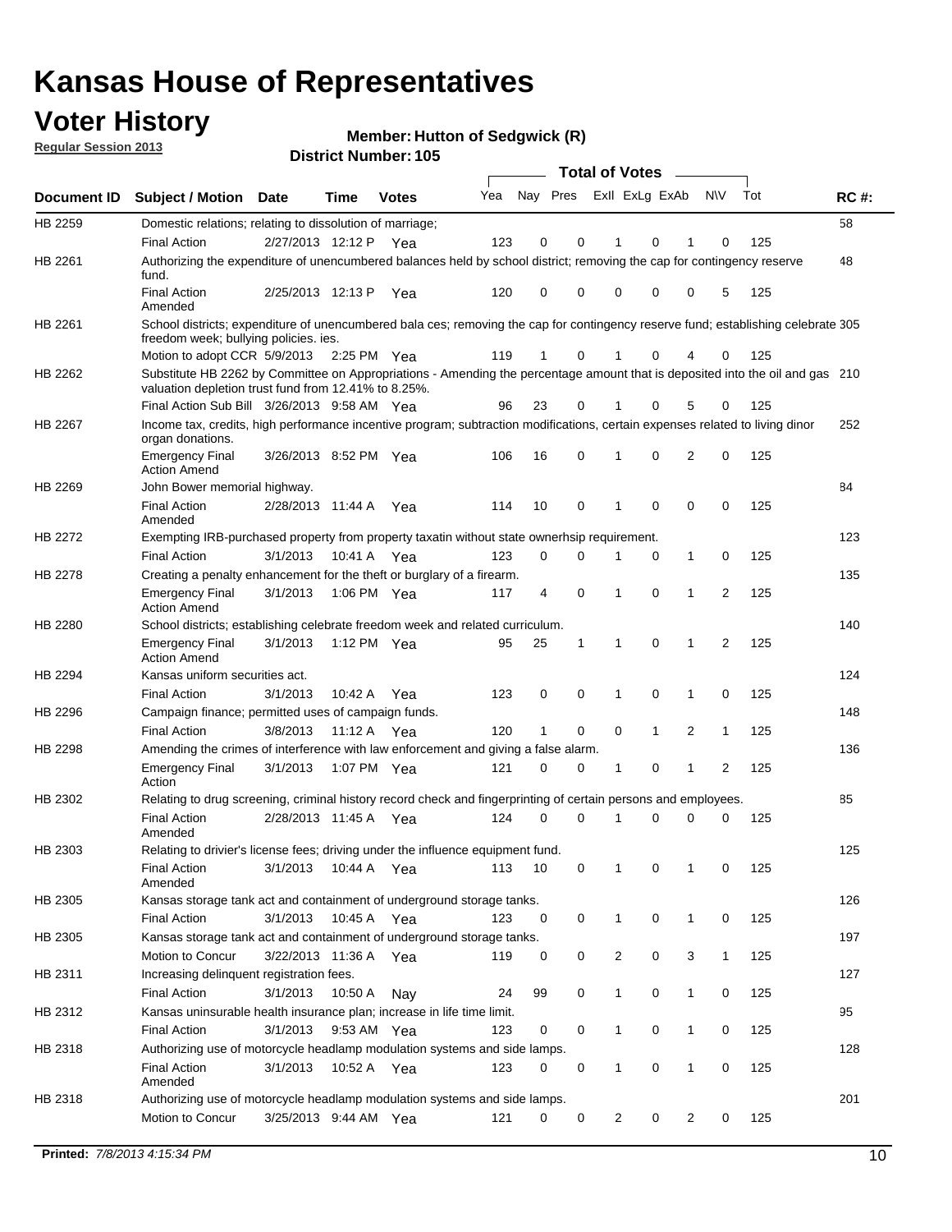# Kansas House of Representatives

## Voter History

**Regular Session 2013**

**Member: Hutton of Sedgwick (R)**

**District Number: 105**

| Document ID | Subject / Motion | Date | Time | Votes | Yea | Nay | Pres | ExII | ExLg | ExAb | N\V | Tot | RC #: |
|---|---|---|---|---|---|---|---|---|---|---|---|---|---|
| HB 2259 | Domestic relations; relating to dissolution of marriage; | | | | | | | | | | | | 58 |
| | Final Action | 2/27/2013 | 12:12 P | Yea | 123 | 0 | 0 | 1 | 0 | 1 | 0 | 125 | |
| HB 2261 | Authorizing the expenditure of unencumbered balances held by school district; removing the cap for contingency reserve fund. | | | | | | | | | | | | 48 |
| | Final Action Amended | 2/25/2013 | 12:13 P | Yea | 120 | 0 | 0 | 0 | 0 | 0 | 5 | 125 | |
| HB 2261 | School districts; expenditure of unencumbered bala ces; removing the cap for contingency reserve fund; establishing celebrate freedom week; bullying policies. ies. | | | | | | | | | | | | 305 |
| | Motion to adopt CCR | 5/9/2013 | 2:25 PM | Yea | 119 | 1 | 0 | 1 | 0 | 4 | 0 | 125 | |
| HB 2262 | Substitute HB 2262 by Committee on Appropriations - Amending the percentage amount that is deposited into the oil and gas valuation depletion trust fund from 12.41% to 8.25%. | | | | | | | | | | | | 210 |
| | Final Action Sub Bill | 3/26/2013 | 9:58 AM | Yea | 96 | 23 | 0 | 1 | 0 | 5 | 0 | 125 | |
| HB 2267 | Income tax, credits, high performance incentive program; subtraction modifications, certain expenses related to living dinor organ donations. | | | | | | | | | | | | 252 |
| | Emergency Final Action Amend | 3/26/2013 | 8:52 PM | Yea | 106 | 16 | 0 | 1 | 0 | 2 | 0 | 125 | |
| HB 2269 | John Bower memorial highway. | | | | | | | | | | | | 84 |
| | Final Action Amended | 2/28/2013 | 11:44 A | Yea | 114 | 10 | 0 | 1 | 0 | 0 | 0 | 125 | |
| HB 2272 | Exempting IRB-purchased property from property taxatin without state ownerhsip requirement. | | | | | | | | | | | | 123 |
| | Final Action | 3/1/2013 | 10:41 A | Yea | 123 | 0 | 0 | 1 | 0 | 1 | 0 | 125 | |
| HB 2278 | Creating a penalty enhancement for the theft or burglary of a firearm. | | | | | | | | | | | | 135 |
| | Emergency Final Action Amend | 3/1/2013 | 1:06 PM | Yea | 117 | 4 | 0 | 1 | 0 | 1 | 2 | 125 | |
| HB 2280 | School districts; establishing celebrate freedom week and related curriculum. | | | | | | | | | | | | 140 |
| | Emergency Final Action Amend | 3/1/2013 | 1:12 PM | Yea | 95 | 25 | 1 | 1 | 0 | 1 | 2 | 125 | |
| HB 2294 | Kansas uniform securities act. | | | | | | | | | | | | 124 |
| | Final Action | 3/1/2013 | 10:42 A | Yea | 123 | 0 | 0 | 1 | 0 | 1 | 0 | 125 | |
| HB 2296 | Campaign finance; permitted uses of campaign funds. | | | | | | | | | | | | 148 |
| | Final Action | 3/8/2013 | 11:12 A | Yea | 120 | 1 | 0 | 0 | 1 | 2 | 1 | 125 | |
| HB 2298 | Amending the crimes of interference with law enforcement and giving a false alarm. | | | | | | | | | | | | 136 |
| | Emergency Final Action | 3/1/2013 | 1:07 PM | Yea | 121 | 0 | 0 | 1 | 0 | 1 | 2 | 125 | |
| HB 2302 | Relating to drug screening, criminal history record check and fingerprinting of certain persons and employees. | | | | | | | | | | | | 85 |
| | Final Action Amended | 2/28/2013 | 11:45 A | Yea | 124 | 0 | 0 | 1 | 0 | 0 | 0 | 125 | |
| HB 2303 | Relating to drivier's license fees; driving under the influence equipment fund. | | | | | | | | | | | | 125 |
| | Final Action Amended | 3/1/2013 | 10:44 A | Yea | 113 | 10 | 0 | 1 | 0 | 1 | 0 | 125 | |
| HB 2305 | Kansas storage tank act and containment of underground storage tanks. | | | | | | | | | | | | 126 |
| | Final Action | 3/1/2013 | 10:45 A | Yea | 123 | 0 | 0 | 1 | 0 | 1 | 0 | 125 | |
| HB 2305 | Kansas storage tank act and containment of underground storage tanks. | | | | | | | | | | | | 197 |
| | Motion to Concur | 3/22/2013 | 11:36 A | Yea | 119 | 0 | 0 | 2 | 0 | 3 | 1 | 125 | |
| HB 2311 | Increasing delinquent registration fees. | | | | | | | | | | | | 127 |
| | Final Action | 3/1/2013 | 10:50 A | Nay | 24 | 99 | 0 | 1 | 0 | 1 | 0 | 125 | |
| HB 2312 | Kansas uninsurable health insurance plan; increase in life time limit. | | | | | | | | | | | | 95 |
| | Final Action | 3/1/2013 | 9:53 AM | Yea | 123 | 0 | 0 | 1 | 0 | 1 | 0 | 125 | |
| HB 2318 | Authorizing use of motorcycle headlamp modulation systems and side lamps. | | | | | | | | | | | | 128 |
| | Final Action Amended | 3/1/2013 | 10:52 A | Yea | 123 | 0 | 0 | 1 | 0 | 1 | 0 | 125 | |
| HB 2318 | Authorizing use of motorcycle headlamp modulation systems and side lamps. | | | | | | | | | | | | 201 |
| | Motion to Concur | 3/25/2013 | 9:44 AM | Yea | 121 | 0 | 0 | 2 | 0 | 2 | 0 | 125 | |

**Printed:** *7/8/2013 4:15:34 PM*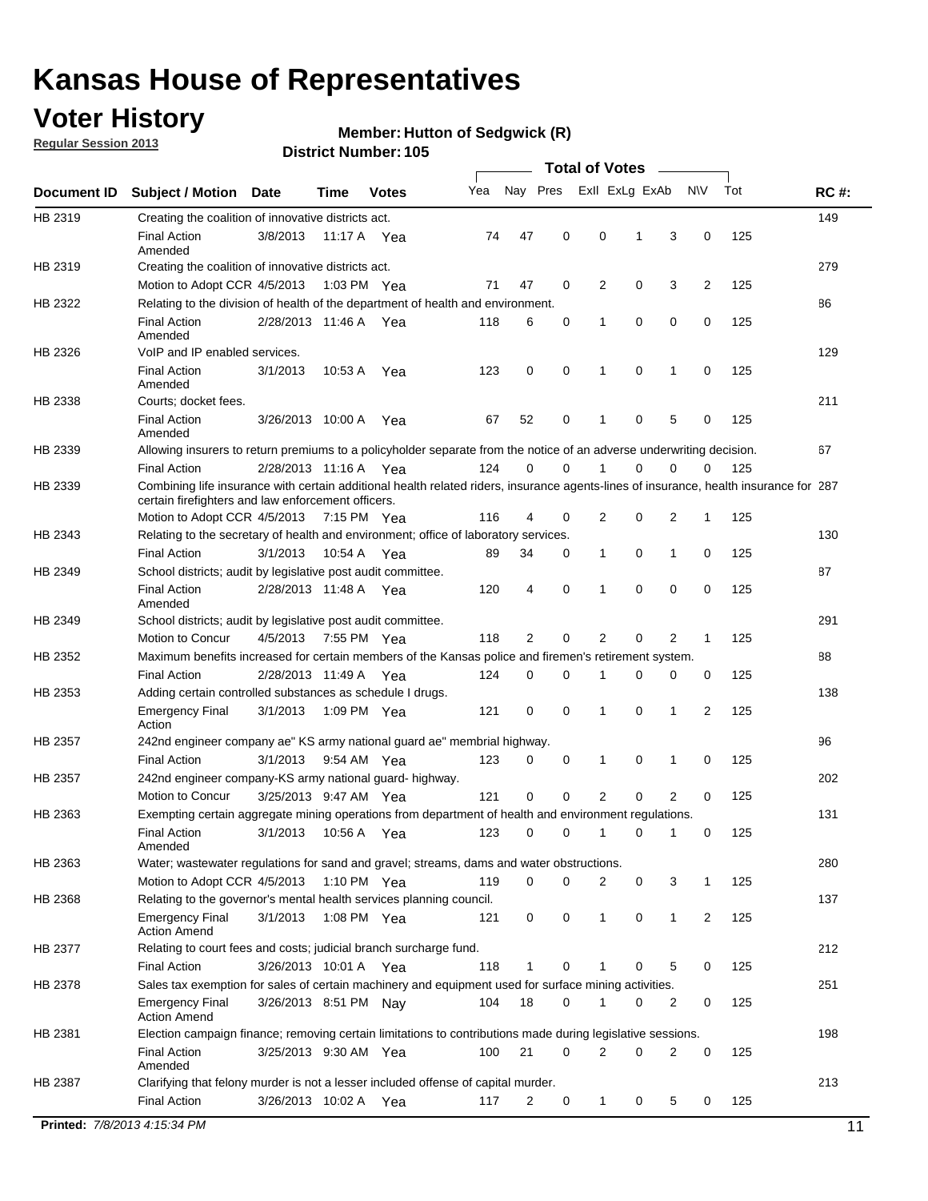# Kansas House of Representatives

## Voter History

**Regular Session 2013**

**Member: Hutton of Sedgwick (R)**

**District Number: 105**

| Document ID | Subject / Motion | Date | Time | Votes | Yea | Nay | Pres | ExII | ExLg | ExAb | N\V | Tot | RC #: |
|---|---|---|---|---|---|---|---|---|---|---|---|---|---|
| HB 2319 | Creating the coalition of innovative districts act. | | | | | | | | | | | | 149 |
| | Final Action Amended | 3/8/2013 | 11:17 A | Yea | 74 | 47 | 0 | 0 | 1 | 3 | 0 | 125 | |
| HB 2319 | Creating the coalition of innovative districts act. | | | | | | | | | | | | 279 |
| | Motion to Adopt CCR | 4/5/2013 | 1:03 PM | Yea | 71 | 47 | 0 | 2 | 0 | 3 | 2 | 125 | |
| HB 2322 | Relating to the division of health of the department of health and environment. | | | | | | | | | | | | 86 |
| | Final Action Amended | 2/28/2013 | 11:46 A | Yea | 118 | 6 | 0 | 1 | 0 | 0 | 0 | 125 | |
| HB 2326 | VoIP and IP enabled services. | | | | | | | | | | | | 129 |
| | Final Action Amended | 3/1/2013 | 10:53 A | Yea | 123 | 0 | 0 | 1 | 0 | 1 | 0 | 125 | |
| HB 2338 | Courts; docket fees. | | | | | | | | | | | | 211 |
| | Final Action Amended | 3/26/2013 | 10:00 A | Yea | 67 | 52 | 0 | 1 | 0 | 5 | 0 | 125 | |
| HB 2339 | Allowing insurers to return premiums to a policyholder separate from the notice of an adverse underwriting decision. | | | | | | | | | | | | 67 |
| | Final Action | 2/28/2013 | 11:16 A | Yea | 124 | 0 | 0 | 1 | 0 | 0 | 0 | 125 | |
| HB 2339 | Combining life insurance with certain additional health related riders, insurance agents-lines of insurance, health insurance for certain firefighters and law enforcement officers. | | | | | | | | | | | | 287 |
| | Motion to Adopt CCR | 4/5/2013 | 7:15 PM | Yea | 116 | 4 | 0 | 2 | 0 | 2 | 1 | 125 | |
| HB 2343 | Relating to the secretary of health and environment; office of laboratory services. | | | | | | | | | | | | 130 |
| | Final Action | 3/1/2013 | 10:54 A | Yea | 89 | 34 | 0 | 1 | 0 | 1 | 0 | 125 | |
| HB 2349 | School districts; audit by legislative post audit committee. | | | | | | | | | | | | 87 |
| | Final Action Amended | 2/28/2013 | 11:48 A | Yea | 120 | 4 | 0 | 1 | 0 | 0 | 0 | 125 | |
| HB 2349 | School districts; audit by legislative post audit committee. | | | | | | | | | | | | 291 |
| | Motion to Concur | 4/5/2013 | 7:55 PM | Yea | 118 | 2 | 0 | 2 | 0 | 2 | 1 | 125 | |
| HB 2352 | Maximum benefits increased for certain members of the Kansas police and firemen's retirement system. | | | | | | | | | | | | 88 |
| | Final Action | 2/28/2013 | 11:49 A | Yea | 124 | 0 | 0 | 1 | 0 | 0 | 0 | 125 | |
| HB 2353 | Adding certain controlled substances as schedule I drugs. | | | | | | | | | | | | 138 |
| | Emergency Final Action | 3/1/2013 | 1:09 PM | Yea | 121 | 0 | 0 | 1 | 0 | 1 | 2 | 125 | |
| HB 2357 | 242nd engineer company ae" KS army national guard ae" membrial highway. | | | | | | | | | | | | 96 |
| | Final Action | 3/1/2013 | 9:54 AM | Yea | 123 | 0 | 0 | 1 | 0 | 1 | 0 | 125 | |
| HB 2357 | 242nd engineer company-KS army national guard- highway. | | | | | | | | | | | | 202 |
| | Motion to Concur | 3/25/2013 | 9:47 AM | Yea | 121 | 0 | 0 | 2 | 0 | 2 | 0 | 125 | |
| HB 2363 | Exempting certain aggregate mining operations from department of health and environment regulations. | | | | | | | | | | | | 131 |
| | Final Action Amended | 3/1/2013 | 10:56 A | Yea | 123 | 0 | 0 | 1 | 0 | 1 | 0 | 125 | |
| HB 2363 | Water; wastewater regulations for sand and gravel; streams, dams and water obstructions. | | | | | | | | | | | | 280 |
| | Motion to Adopt CCR | 4/5/2013 | 1:10 PM | Yea | 119 | 0 | 0 | 2 | 0 | 3 | 1 | 125 | |
| HB 2368 | Relating to the governor's mental health services planning council. | | | | | | | | | | | | 137 |
| | Emergency Final Action Amend | 3/1/2013 | 1:08 PM | Yea | 121 | 0 | 0 | 1 | 0 | 1 | 2 | 125 | |
| HB 2377 | Relating to court fees and costs; judicial branch surcharge fund. | | | | | | | | | | | | 212 |
| | Final Action | 3/26/2013 | 10:01 A | Yea | 118 | 1 | 0 | 1 | 0 | 5 | 0 | 125 | |
| HB 2378 | Sales tax exemption for sales of certain machinery and equipment used for surface mining activities. | | | | | | | | | | | | 251 |
| | Emergency Final Action Amend | 3/26/2013 | 8:51 PM | Nay | 104 | 18 | 0 | 1 | 0 | 2 | 0 | 125 | |
| HB 2381 | Election campaign finance; removing certain limitations to contributions made during legislative sessions. | | | | | | | | | | | | 198 |
| | Final Action Amended | 3/25/2013 | 9:30 AM | Yea | 100 | 21 | 0 | 2 | 0 | 2 | 0 | 125 | |
| HB 2387 | Clarifying that felony murder is not a lesser included offense of capital murder. | | | | | | | | | | | | 213 |
| | Final Action | 3/26/2013 | 10:02 A | Yea | 117 | 2 | 0 | 1 | 0 | 5 | 0 | 125 | |

**Printed:** *7/8/2013 4:15:34 PM*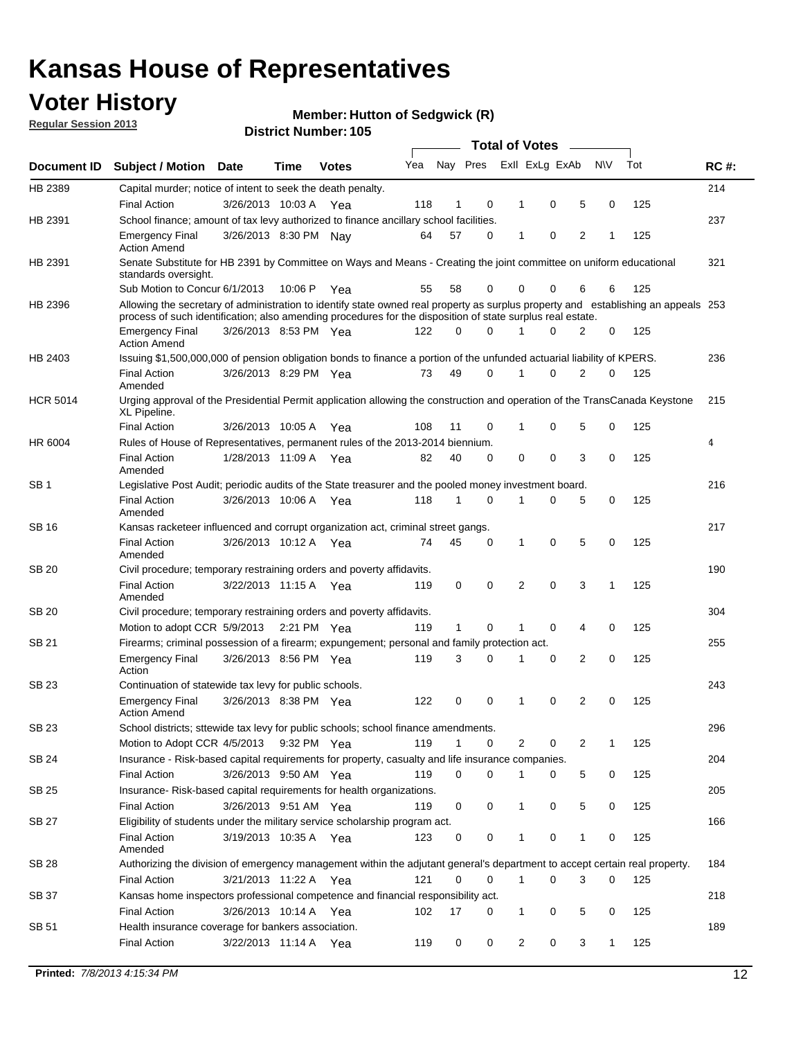# Kansas House of Representatives

## Voter History

**Regular Session 2013**

**Member: Hutton of Sedgwick (R)**

**District Number: 105**

| Document ID | Subject / Motion | Date | Time | Votes | Yea | Nay | Pres | ExII | ExLg | ExAb | N\V | Tot | RC #: |
|---|---|---|---|---|---|---|---|---|---|---|---|---|---|
| HB 2389 | Capital murder; notice of intent to seek the death penalty. | | | | | | | | | | | | 214 |
| | Final Action | 3/26/2013 | 10:03 A | Yea | 118 | 1 | 0 | 1 | 0 | 5 | 0 | 125 | |
| HB 2391 | School finance; amount of tax levy authorized to finance ancillary school facilities. | | | | | | | | | | | | 237 |
| | Emergency Final Action Amend | 3/26/2013 | 8:30 PM | Nay | 64 | 57 | 0 | 1 | 0 | 2 | 1 | 125 | |
| HB 2391 | Senate Substitute for HB 2391 by Committee on Ways and Means - Creating the joint committee on uniform educational standards oversight. | | | | | | | | | | | | 321 |
| | Sub Motion to Concur | 6/1/2013 | 10:06 P | Yea | 55 | 58 | 0 | 0 | 0 | 6 | 6 | 125 | |
| HB 2396 | Allowing the secretary of administration to identify state owned real property as surplus property and establishing an appeals process of such identification; also amending procedures for the disposition of state surplus real estate. | | | | | | | | | | | | 253 |
| | Emergency Final Action Amend | 3/26/2013 | 8:53 PM | Yea | 122 | 0 | 0 | 1 | 0 | 2 | 0 | 125 | |
| HB 2403 | Issuing $1,500,000,000 of pension obligation bonds to finance a portion of the unfunded actuarial liability of KPERS. | | | | | | | | | | | | 236 |
| | Final Action Amended | 3/26/2013 | 8:29 PM | Yea | 73 | 49 | 0 | 1 | 0 | 2 | 0 | 125 | |
| HCR 5014 | Urging approval of the Presidential Permit application allowing the construction and operation of the TransCanada Keystone XL Pipeline. | | | | | | | | | | | | 215 |
| | Final Action | 3/26/2013 | 10:05 A | Yea | 108 | 11 | 0 | 1 | 0 | 5 | 0 | 125 | |
| HR 6004 | Rules of House of Representatives, permanent rules of the 2013-2014 biennium. | | | | | | | | | | | | 4 |
| | Final Action Amended | 1/28/2013 | 11:09 A | Yea | 82 | 40 | 0 | 0 | 0 | 3 | 0 | 125 | |
| SB 1 | Legislative Post Audit; periodic audits of the State treasurer and the pooled money investment board. | | | | | | | | | | | | 216 |
| | Final Action Amended | 3/26/2013 | 10:06 A | Yea | 118 | 1 | 0 | 1 | 0 | 5 | 0 | 125 | |
| SB 16 | Kansas racketeer influenced and corrupt organization act, criminal street gangs. | | | | | | | | | | | | 217 |
| | Final Action Amended | 3/26/2013 | 10:12 A | Yea | 74 | 45 | 0 | 1 | 0 | 5 | 0 | 125 | |
| SB 20 | Civil procedure; temporary restraining orders and poverty affidavits. | | | | | | | | | | | | 190 |
| | Final Action Amended | 3/22/2013 | 11:15 A | Yea | 119 | 0 | 0 | 2 | 0 | 3 | 1 | 125 | |
| SB 20 | Civil procedure; temporary restraining orders and poverty affidavits. | | | | | | | | | | | | 304 |
| | Motion to adopt CCR | 5/9/2013 | 2:21 PM | Yea | 119 | 1 | 0 | 1 | 0 | 4 | 0 | 125 | |
| SB 21 | Firearms; criminal possession of a firearm; expungement; personal and family protection act. | | | | | | | | | | | | 255 |
| | Emergency Final Action | 3/26/2013 | 8:56 PM | Yea | 119 | 3 | 0 | 1 | 0 | 2 | 0 | 125 | |
| SB 23 | Continuation of statewide tax levy for public schools. | | | | | | | | | | | | 243 |
| | Emergency Final Action Amend | 3/26/2013 | 8:38 PM | Yea | 122 | 0 | 0 | 1 | 0 | 2 | 0 | 125 | |
| SB 23 | School districts; sttewide tax levy for public schools; school finance amendments. | | | | | | | | | | | | 296 |
| | Motion to Adopt CCR | 4/5/2013 | 9:32 PM | Yea | 119 | 1 | 0 | 2 | 0 | 2 | 1 | 125 | |
| SB 24 | Insurance - Risk-based capital requirements for property, casualty and life insurance companies. | | | | | | | | | | | | 204 |
| | Final Action | 3/26/2013 | 9:50 AM | Yea | 119 | 0 | 0 | 1 | 0 | 5 | 0 | 125 | |
| SB 25 | Insurance- Risk-based capital requirements for health organizations. | | | | | | | | | | | | 205 |
| | Final Action | 3/26/2013 | 9:51 AM | Yea | 119 | 0 | 0 | 1 | 0 | 5 | 0 | 125 | |
| SB 27 | Eligibility of students under the military service scholarship program act. | | | | | | | | | | | | 166 |
| | Final Action Amended | 3/19/2013 | 10:35 A | Yea | 123 | 0 | 0 | 1 | 0 | 1 | 0 | 125 | |
| SB 28 | Authorizing the division of emergency management within the adjutant general's department to accept certain real property. | | | | | | | | | | | | 184 |
| | Final Action | 3/21/2013 | 11:22 A | Yea | 121 | 0 | 0 | 1 | 0 | 3 | 0 | 125 | |
| SB 37 | Kansas home inspectors professional competence and financial responsibility act. | | | | | | | | | | | | 218 |
| | Final Action | 3/26/2013 | 10:14 A | Yea | 102 | 17 | 0 | 1 | 0 | 5 | 0 | 125 | |
| SB 51 | Health insurance coverage for bankers association. | | | | | | | | | | | | 189 |
| | Final Action | 3/22/2013 | 11:14 A | Yea | 119 | 0 | 0 | 2 | 0 | 3 | 1 | 125 | |

**Printed:** *7/8/2013 4:15:34 PM*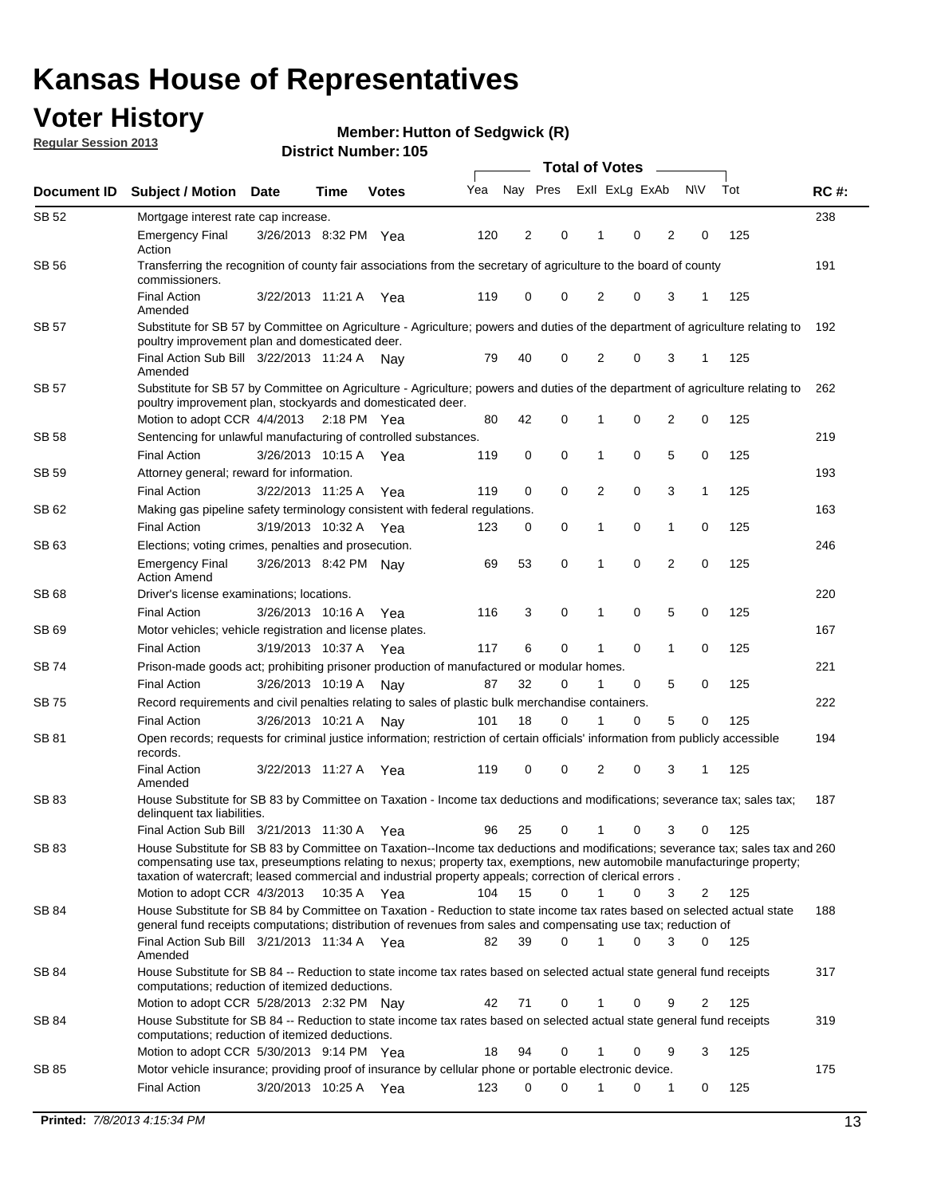# Kansas House of Representatives

## Voter History

**Regular Session 2013**

**Member: Hutton of Sedgwick (R)**

**District Number: 105**

| Document ID | Subject / Motion | Date | Time | Votes | Yea | Nay | Pres | ExII | ExLg | ExAb | N\V | Tot | RC #: |
|---|---|---|---|---|---|---|---|---|---|---|---|---|---|
| SB 52 | Mortgage interest rate cap increase. | | | | | | | | | | | | 238 |
| | Emergency Final Action | 3/26/2013 | 8:32 PM | Yea | 120 | 2 | 0 | 1 | 0 | 2 | 0 | 125 | |
| SB 56 | Transferring the recognition of county fair associations from the secretary of agriculture to the board of county commissioners. | | | | | | | | | | | | 191 |
| | Final Action Amended | 3/22/2013 | 11:21 A | Yea | 119 | 0 | 0 | 2 | 0 | 3 | 1 | 125 | |
| SB 57 | Substitute for SB 57 by Committee on Agriculture - Agriculture; powers and duties of the department of agriculture relating to poultry improvement plan and domesticated deer. | | | | | | | | | | | | 192 |
| | Final Action Sub Bill Amended | 3/22/2013 | 11:24 A | Nay | 79 | 40 | 0 | 2 | 0 | 3 | 1 | 125 | |
| SB 57 | Substitute for SB 57 by Committee on Agriculture - Agriculture; powers and duties of the department of agriculture relating to poultry improvement plan, stockyards and domesticated deer. | | | | | | | | | | | | 262 |
| | Motion to adopt CCR | 4/4/2013 | 2:18 PM | Yea | 80 | 42 | 0 | 1 | 0 | 2 | 0 | 125 | |
| SB 58 | Sentencing for unlawful manufacturing of controlled substances. | | | | | | | | | | | | 219 |
| | Final Action | 3/26/2013 | 10:15 A | Yea | 119 | 0 | 0 | 1 | 0 | 5 | 0 | 125 | |
| SB 59 | Attorney general; reward for information. | | | | | | | | | | | | 193 |
| | Final Action | 3/22/2013 | 11:25 A | Yea | 119 | 0 | 0 | 2 | 0 | 3 | 1 | 125 | |
| SB 62 | Making gas pipeline safety terminology consistent with federal regulations. | | | | | | | | | | | | 163 |
| | Final Action | 3/19/2013 | 10:32 A | Yea | 123 | 0 | 0 | 1 | 0 | 1 | 0 | 125 | |
| SB 63 | Elections; voting crimes, penalties and prosecution. | | | | | | | | | | | | 246 |
| | Emergency Final Action Amend | 3/26/2013 | 8:42 PM | Nay | 69 | 53 | 0 | 1 | 0 | 2 | 0 | 125 | |
| SB 68 | Driver's license examinations; locations. | | | | | | | | | | | | 220 |
| | Final Action | 3/26/2013 | 10:16 A | Yea | 116 | 3 | 0 | 1 | 0 | 5 | 0 | 125 | |
| SB 69 | Motor vehicles; vehicle registration and license plates. | | | | | | | | | | | | 167 |
| | Final Action | 3/19/2013 | 10:37 A | Yea | 117 | 6 | 0 | 1 | 0 | 1 | 0 | 125 | |
| SB 74 | Prison-made goods act; prohibiting prisoner production of manufactured or modular homes. | | | | | | | | | | | | 221 |
| | Final Action | 3/26/2013 | 10:19 A | Nay | 87 | 32 | 0 | 1 | 0 | 5 | 0 | 125 | |
| SB 75 | Record requirements and civil penalties relating to sales of plastic bulk merchandise containers. | | | | | | | | | | | | 222 |
| | Final Action | 3/26/2013 | 10:21 A | Nay | 101 | 18 | 0 | 1 | 0 | 5 | 0 | 125 | |
| SB 81 | Open records; requests for criminal justice information; restriction of certain officials' information from publicly accessible records. | | | | | | | | | | | | 194 |
| | Final Action Amended | 3/22/2013 | 11:27 A | Yea | 119 | 0 | 0 | 2 | 0 | 3 | 1 | 125 | |
| SB 83 | House Substitute for SB 83 by Committee on Taxation - Income tax deductions and modifications; severance tax; sales tax; delinquent tax liabilities. | | | | | | | | | | | | 187 |
| | Final Action Sub Bill | 3/21/2013 | 11:30 A | Yea | 96 | 25 | 0 | 1 | 0 | 3 | 0 | 125 | |
| SB 83 | House Substitute for SB 83 by Committee on Taxation--Income tax deductions and modifications; severance tax; sales tax and compensating use tax, preseumptions relating to nexus; property tax, exemptions, new automobile manufacturinge property; taxation of watercraft; leased commercial and industrial property appeals; correction of clerical errors . | | | | | | | | | | | | 260 |
| | Motion to adopt CCR | 4/3/2013 | 10:35 A | Yea | 104 | 15 | 0 | 1 | 0 | 3 | 2 | 125 | |
| SB 84 | House Substitute for SB 84 by Committee on Taxation - Reduction to state income tax rates based on selected actual state general fund receipts computations; distribution of revenues from sales and compensating use tax; reduction of | | | | | | | | | | | | 188 |
| | Final Action Sub Bill Amended | 3/21/2013 | 11:34 A | Yea | 82 | 39 | 0 | 1 | 0 | 3 | 0 | 125 | |
| SB 84 | House Substitute for SB 84 -- Reduction to state income tax rates based on selected actual state general fund receipts computations; reduction of itemized deductions. | | | | | | | | | | | | 317 |
| | Motion to adopt CCR | 5/28/2013 | 2:32 PM | Nay | 42 | 71 | 0 | 1 | 0 | 9 | 2 | 125 | |
| SB 84 | House Substitute for SB 84 -- Reduction to state income tax rates based on selected actual state general fund receipts computations; reduction of itemized deductions. | | | | | | | | | | | | 319 |
| | Motion to adopt CCR | 5/30/2013 | 9:14 PM | Yea | 18 | 94 | 0 | 1 | 0 | 9 | 3 | 125 | |
| SB 85 | Motor vehicle insurance; providing proof of insurance by cellular phone or portable electronic device. | | | | | | | | | | | | 175 |
| | Final Action | 3/20/2013 | 10:25 A | Yea | 123 | 0 | 0 | 1 | 0 | 1 | 0 | 125 | |

**Printed:** *7/8/2013 4:15:34 PM*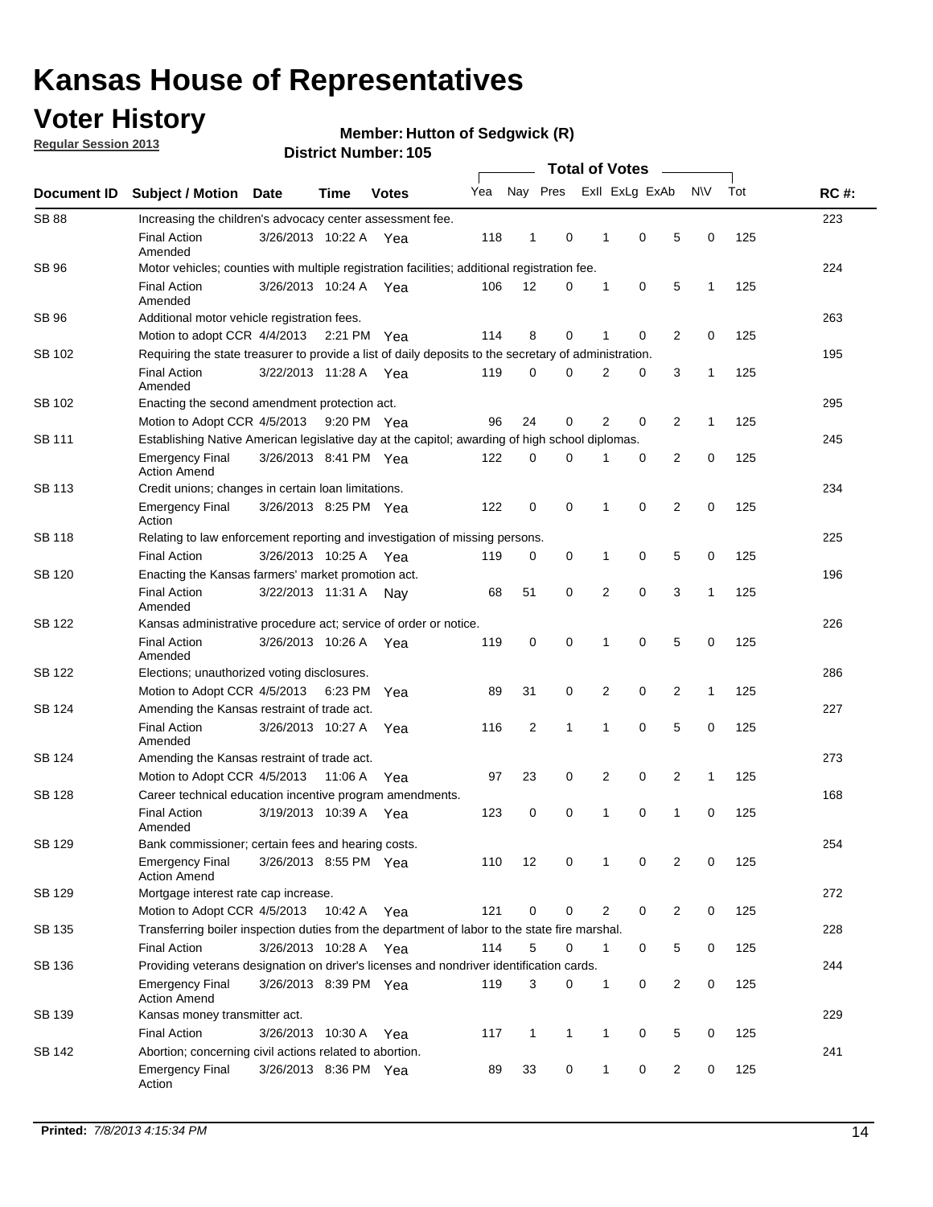# Kansas House of Representatives

## Voter History

**Regular Session 2013**

**Member: Hutton of Sedgwick (R)**

**District Number: 105**

| Document ID | Subject / Motion | Date | Time | Votes | Yea | Nay | Pres | ExII | ExLg | ExAb | N\V | Tot | RC #: |
|---|---|---|---|---|---|---|---|---|---|---|---|---|---|
| SB 88 | Increasing the children's advocacy center assessment fee. | | | | | | | | | | | | 223 |
| | Final Action Amended | 3/26/2013 | 10:22 A | Yea | 118 | 1 | 0 | 1 | 0 | 5 | 0 | 125 | |
| SB 96 | Motor vehicles; counties with multiple registration facilities; additional registration fee. | | | | | | | | | | | | 224 |
| | Final Action Amended | 3/26/2013 | 10:24 A | Yea | 106 | 12 | 0 | 1 | 0 | 5 | 1 | 125 | |
| SB 96 | Additional motor vehicle registration fees. | | | | | | | | | | | | 263 |
| | Motion to adopt CCR | 4/4/2013 | 2:21 PM | Yea | 114 | 8 | 0 | 1 | 0 | 2 | 0 | 125 | |
| SB 102 | Requiring the state treasurer to provide a list of daily deposits to the secretary of administration. | | | | | | | | | | | | 195 |
| | Final Action Amended | 3/22/2013 | 11:28 A | Yea | 119 | 0 | 0 | 2 | 0 | 3 | 1 | 125 | |
| SB 102 | Enacting the second amendment protection act. | | | | | | | | | | | | 295 |
| | Motion to Adopt CCR | 4/5/2013 | 9:20 PM | Yea | 96 | 24 | 0 | 2 | 0 | 2 | 1 | 125 | |
| SB 111 | Establishing Native American legislative day at the capitol; awarding of high school diplomas. | | | | | | | | | | | | 245 |
| | Emergency Final Action Amend | 3/26/2013 | 8:41 PM | Yea | 122 | 0 | 0 | 1 | 0 | 2 | 0 | 125 | |
| SB 113 | Credit unions; changes in certain loan limitations. | | | | | | | | | | | | 234 |
| | Emergency Final Action | 3/26/2013 | 8:25 PM | Yea | 122 | 0 | 0 | 1 | 0 | 2 | 0 | 125 | |
| SB 118 | Relating to law enforcement reporting and investigation of missing persons. | | | | | | | | | | | | 225 |
| | Final Action | 3/26/2013 | 10:25 A | Yea | 119 | 0 | 0 | 1 | 0 | 5 | 0 | 125 | |
| SB 120 | Enacting the Kansas farmers' market promotion act. | | | | | | | | | | | | 196 |
| | Final Action Amended | 3/22/2013 | 11:31 A | Nay | 68 | 51 | 0 | 2 | 0 | 3 | 1 | 125 | |
| SB 122 | Kansas administrative procedure act; service of order or notice. | | | | | | | | | | | | 226 |
| | Final Action Amended | 3/26/2013 | 10:26 A | Yea | 119 | 0 | 0 | 1 | 0 | 5 | 0 | 125 | |
| SB 122 | Elections; unauthorized voting disclosures. | | | | | | | | | | | | 286 |
| | Motion to Adopt CCR | 4/5/2013 | 6:23 PM | Yea | 89 | 31 | 0 | 2 | 0 | 2 | 1 | 125 | |
| SB 124 | Amending the Kansas restraint of trade act. | | | | | | | | | | | | 227 |
| | Final Action Amended | 3/26/2013 | 10:27 A | Yea | 116 | 2 | 1 | 1 | 0 | 5 | 0 | 125 | |
| SB 124 | Amending the Kansas restraint of trade act. | | | | | | | | | | | | 273 |
| | Motion to Adopt CCR | 4/5/2013 | 11:06 A | Yea | 97 | 23 | 0 | 2 | 0 | 2 | 1 | 125 | |
| SB 128 | Career technical education incentive program amendments. | | | | | | | | | | | | 168 |
| | Final Action Amended | 3/19/2013 | 10:39 A | Yea | 123 | 0 | 0 | 1 | 0 | 1 | 0 | 125 | |
| SB 129 | Bank commissioner; certain fees and hearing costs. | | | | | | | | | | | | 254 |
| | Emergency Final Action Amend | 3/26/2013 | 8:55 PM | Yea | 110 | 12 | 0 | 1 | 0 | 2 | 0 | 125 | |
| SB 129 | Mortgage interest rate cap increase. | | | | | | | | | | | | 272 |
| | Motion to Adopt CCR | 4/5/2013 | 10:42 A | Yea | 121 | 0 | 0 | 2 | 0 | 2 | 0 | 125 | |
| SB 135 | Transferring boiler inspection duties from the department of labor to the state fire marshal. | | | | | | | | | | | | 228 |
| | Final Action | 3/26/2013 | 10:28 A | Yea | 114 | 5 | 0 | 1 | 0 | 5 | 0 | 125 | |
| SB 136 | Providing veterans designation on driver's licenses and nondriver identification cards. | | | | | | | | | | | | 244 |
| | Emergency Final Action Amend | 3/26/2013 | 8:39 PM | Yea | 119 | 3 | 0 | 1 | 0 | 2 | 0 | 125 | |
| SB 139 | Kansas money transmitter act. | | | | | | | | | | | | 229 |
| | Final Action | 3/26/2013 | 10:30 A | Yea | 117 | 1 | 1 | 1 | 0 | 5 | 0 | 125 | |
| SB 142 | Abortion; concerning civil actions related to abortion. | | | | | | | | | | | | 241 |
| | Emergency Final Action | 3/26/2013 | 8:36 PM | Yea | 89 | 33 | 0 | 1 | 0 | 2 | 0 | 125 | |

**Printed:** *7/8/2013 4:15:34 PM*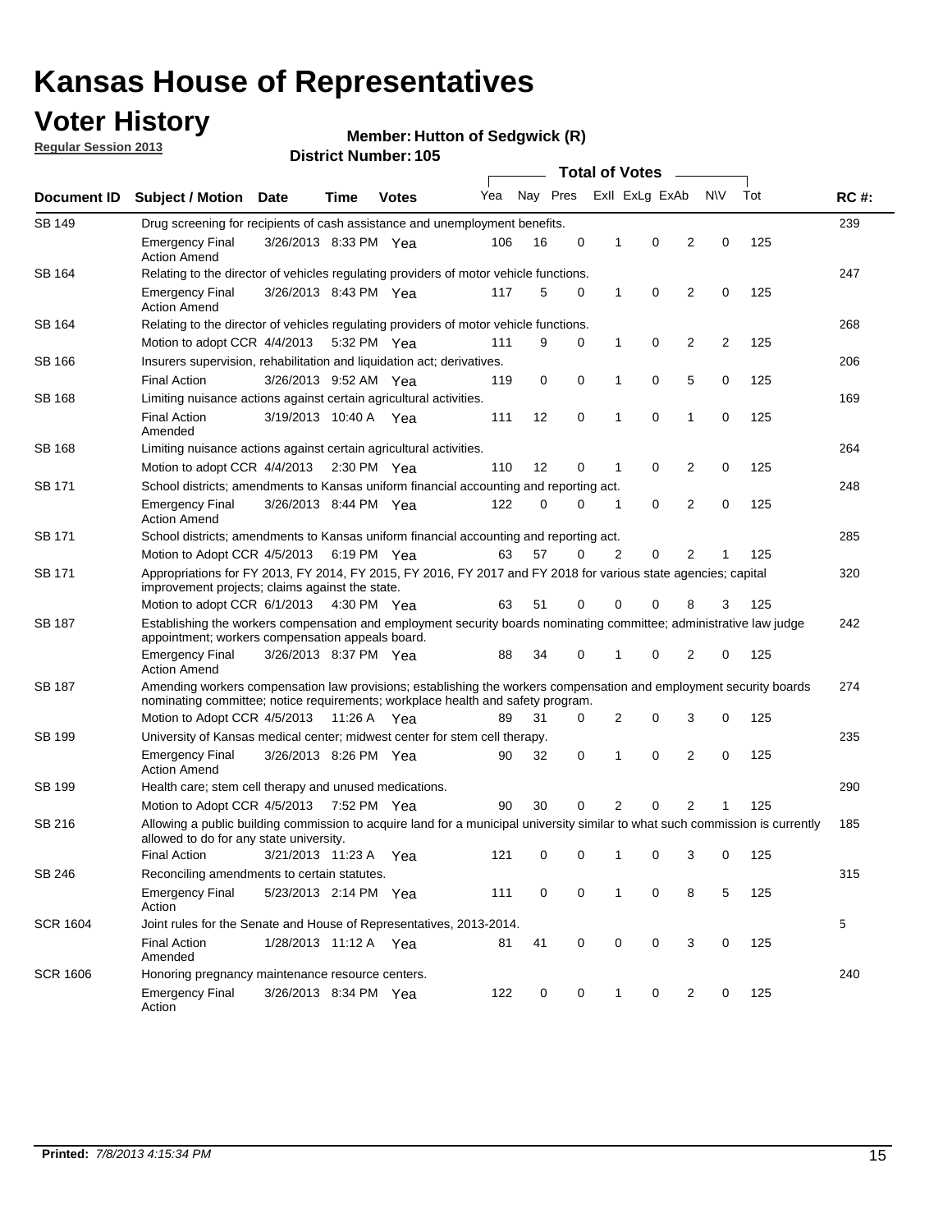# Kansas House of Representatives

## Voter History

**Regular Session 2013**

**Member: Hutton of Sedgwick (R)**

**District Number: 105**

| Document ID | Subject / Motion | Date | Time | Votes | Yea | Nay | Pres | ExII | ExLg | ExAb | N\V | Tot | RC #: |
|---|---|---|---|---|---|---|---|---|---|---|---|---|---|
| SB 149 | Drug screening for recipients of cash assistance and unemployment benefits. | | | | | | | | | | | | 239 |
| | Emergency Final Action Amend | 3/26/2013 | 8:33 PM | Yea | 106 | 16 | 0 | 1 | 0 | 2 | 0 | 125 | |
| SB 164 | Relating to the director of vehicles regulating providers of motor vehicle functions. | | | | | | | | | | | | 247 |
| | Emergency Final Action Amend | 3/26/2013 | 8:43 PM | Yea | 117 | 5 | 0 | 1 | 0 | 2 | 0 | 125 | |
| SB 164 | Relating to the director of vehicles regulating providers of motor vehicle functions. | | | | | | | | | | | | 268 |
| | Motion to adopt CCR | 4/4/2013 | 5:32 PM | Yea | 111 | 9 | 0 | 1 | 0 | 2 | 2 | 125 | |
| SB 166 | Insurers supervision, rehabilitation and liquidation act; derivatives. | | | | | | | | | | | | 206 |
| | Final Action | 3/26/2013 | 9:52 AM | Yea | 119 | 0 | 0 | 1 | 0 | 5 | 0 | 125 | |
| SB 168 | Limiting nuisance actions against certain agricultural activities. | | | | | | | | | | | | 169 |
| | Final Action Amended | 3/19/2013 | 10:40 A | Yea | 111 | 12 | 0 | 1 | 0 | 1 | 0 | 125 | |
| SB 168 | Limiting nuisance actions against certain agricultural activities. | | | | | | | | | | | | 264 |
| | Motion to adopt CCR | 4/4/2013 | 2:30 PM | Yea | 110 | 12 | 0 | 1 | 0 | 2 | 0 | 125 | |
| SB 171 | School districts; amendments to Kansas uniform financial accounting and reporting act. | | | | | | | | | | | | 248 |
| | Emergency Final Action Amend | 3/26/2013 | 8:44 PM | Yea | 122 | 0 | 0 | 1 | 0 | 2 | 0 | 125 | |
| SB 171 | School districts; amendments to Kansas uniform financial accounting and reporting act. | | | | | | | | | | | | 285 |
| | Motion to Adopt CCR | 4/5/2013 | 6:19 PM | Yea | 63 | 57 | 0 | 2 | 0 | 2 | 1 | 125 | |
| SB 171 | Appropriations for FY 2013, FY 2014, FY 2015, FY 2016, FY 2017 and FY 2018 for various state agencies; capital improvement projects; claims against the state. | | | | | | | | | | | | 320 |
| | Motion to adopt CCR | 6/1/2013 | 4:30 PM | Yea | 63 | 51 | 0 | 0 | 0 | 8 | 3 | 125 | |
| SB 187 | Establishing the workers compensation and employment security boards nominating committee; administrative law judge appointment; workers compensation appeals board. | | | | | | | | | | | | 242 |
| | Emergency Final Action Amend | 3/26/2013 | 8:37 PM | Yea | 88 | 34 | 0 | 1 | 0 | 2 | 0 | 125 | |
| SB 187 | Amending workers compensation law provisions; establishing the workers compensation and employment security boards nominating committee; notice requirements; workplace health and safety program. | | | | | | | | | | | | 274 |
| | Motion to Adopt CCR | 4/5/2013 | 11:26 A | Yea | 89 | 31 | 0 | 2 | 0 | 3 | 0 | 125 | |
| SB 199 | University of Kansas medical center; midwest center for stem cell therapy. | | | | | | | | | | | | 235 |
| | Emergency Final Action Amend | 3/26/2013 | 8:26 PM | Yea | 90 | 32 | 0 | 1 | 0 | 2 | 0 | 125 | |
| SB 199 | Health care; stem cell therapy and unused medications. | | | | | | | | | | | | 290 |
| | Motion to Adopt CCR | 4/5/2013 | 7:52 PM | Yea | 90 | 30 | 0 | 2 | 0 | 2 | 1 | 125 | |
| SB 216 | Allowing a public building commission to acquire land for a municipal university similar to what such commission is currently allowed to do for any state university. | | | | | | | | | | | | 185 |
| | Final Action | 3/21/2013 | 11:23 A | Yea | 121 | 0 | 0 | 1 | 0 | 3 | 0 | 125 | |
| SB 246 | Reconciling amendments to certain statutes. | | | | | | | | | | | | 315 |
| | Emergency Final Action | 5/23/2013 | 2:14 PM | Yea | 111 | 0 | 0 | 1 | 0 | 8 | 5 | 125 | |
| SCR 1604 | Joint rules for the Senate and House of Representatives, 2013-2014. | | | | | | | | | | | | 5 |
| | Final Action Amended | 1/28/2013 | 11:12 A | Yea | 81 | 41 | 0 | 0 | 0 | 3 | 0 | 125 | |
| SCR 1606 | Honoring pregnancy maintenance resource centers. | | | | | | | | | | | | 240 |
| | Emergency Final Action | 3/26/2013 | 8:34 PM | Yea | 122 | 0 | 0 | 1 | 0 | 2 | 0 | 125 | |

**Printed:** *7/8/2013 4:15:34 PM*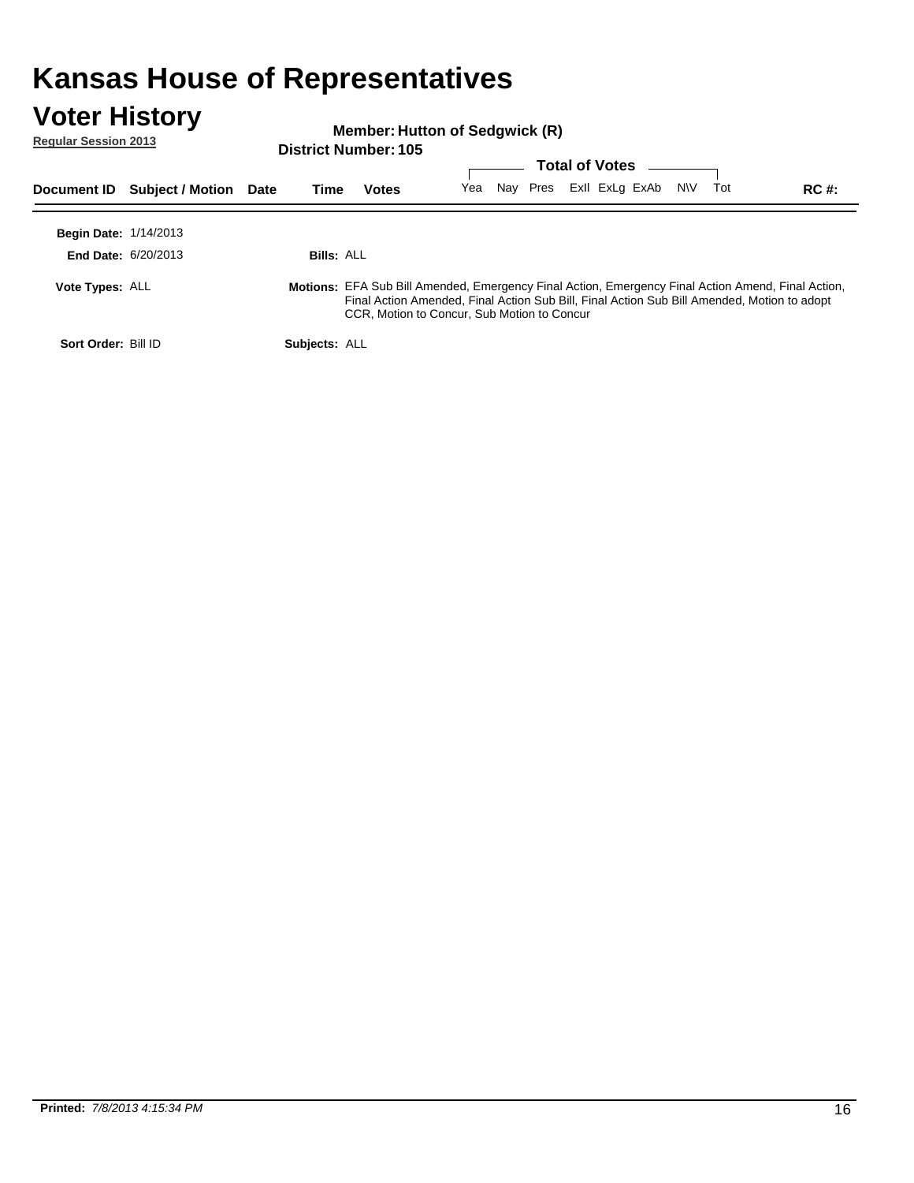# Kansas House of Representatives

## Voter History

**Regular Session 2013**

**Member: Hutton of Sedgwick (R)**

**District Number: 105**

| Document ID | Subject / Motion | Date | Time | Votes | Total of Votes | | | | | | | | RC #: |
|---|---|---|---|---|---|---|---|---|---|---|---|---|---|
| | | | | | Yea | Nay | Pres | ExII | ExLg | ExAb | N\V | Tot | |

**Begin Date:** 1/14/2013

**End Date:** 6/20/2013

**Bills:** ALL

**Vote Types:** ALL

**Motions:** EFA Sub Bill Amended, Emergency Final Action, Emergency Final Action Amend, Final Action, Final Action Amended, Final Action Sub Bill, Final Action Sub Bill Amended, Motion to adopt CCR, Motion to Concur, Sub Motion to Concur

**Sort Order:** Bill ID

**Subjects:** ALL

**Printed:** *7/8/2013 4:15:34 PM*